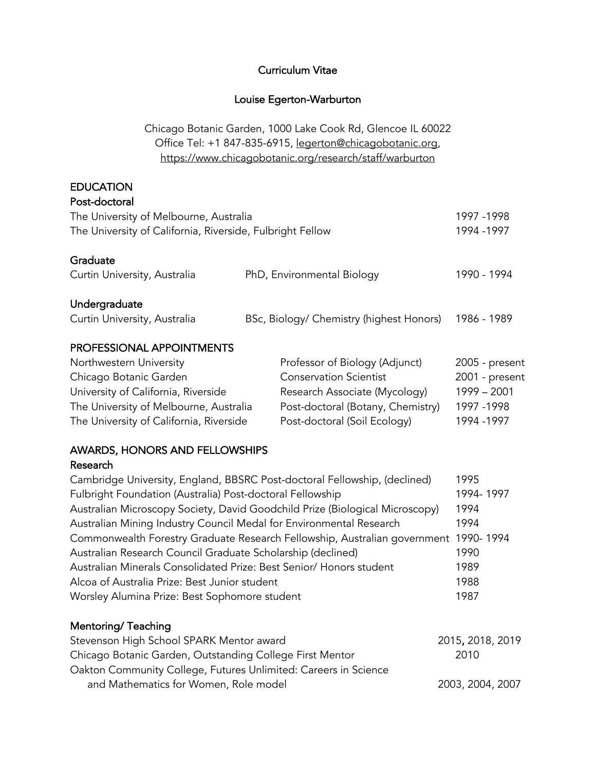# Curriculum Vitae

## Louise Egerton-Warburton

Chicago Botanic Garden, 1000 Lake Cook Rd, Glencoe IL 60022
Office Tel: +1 847-835-6915, legerton@chicagobotanic.org,
https://www.chicagobotanic.org/research/staff/warburton

## EDUCATION

### Post-doctoral

| | |
|---|---|
| The University of Melbourne, Australia | 1997 -1998 |
| The University of California, Riverside, Fulbright Fellow | 1994 -1997 |

### Graduate

| | | |
|---|---|---|
| Curtin University, Australia | PhD, Environmental Biology | 1990 - 1994 |

### Undergraduate

| | | |
|---|---|---|
| Curtin University, Australia | BSc, Biology/ Chemistry (highest Honors) | 1986 - 1989 |

## PROFESSIONAL APPOINTMENTS

| | | |
|---|---|---|
| Northwestern University | Professor of Biology (Adjunct) | 2005 - present |
| Chicago Botanic Garden | Conservation Scientist | 2001 - present |
| University of California, Riverside | Research Associate (Mycology) | 1999 – 2001 |
| The University of Melbourne, Australia | Post-doctoral (Botany, Chemistry) | 1997 -1998 |
| The University of California, Riverside | Post-doctoral (Soil Ecology) | 1994 -1997 |

## AWARDS, HONORS AND FELLOWSHIPS

### Research

| | |
|---|---|
| Cambridge University, England, BBSRC Post-doctoral Fellowship, (declined) | 1995 |
| Fulbright Foundation (Australia) Post-doctoral Fellowship | 1994- 1997 |
| Australian Microscopy Society, David Goodchild Prize (Biological Microscopy) | 1994 |
| Australian Mining Industry Council Medal for Environmental Research | 1994 |
| Commonwealth Forestry Graduate Research Fellowship, Australian government | 1990- 1994 |
| Australian Research Council Graduate Scholarship (declined) | 1990 |
| Australian Minerals Consolidated Prize: Best Senior/ Honors student | 1989 |
| Alcoa of Australia Prize: Best Junior student | 1988 |
| Worsley Alumina Prize: Best Sophomore student | 1987 |

### Mentoring/ Teaching

| | |
|---|---|
| Stevenson High School SPARK Mentor award | 2015, 2018, 2019 |
| Chicago Botanic Garden, Outstanding College First Mentor | 2010 |
| Oakton Community College, Futures Unlimited: Careers in Science and Mathematics for Women, Role model | 2003, 2004, 2007 |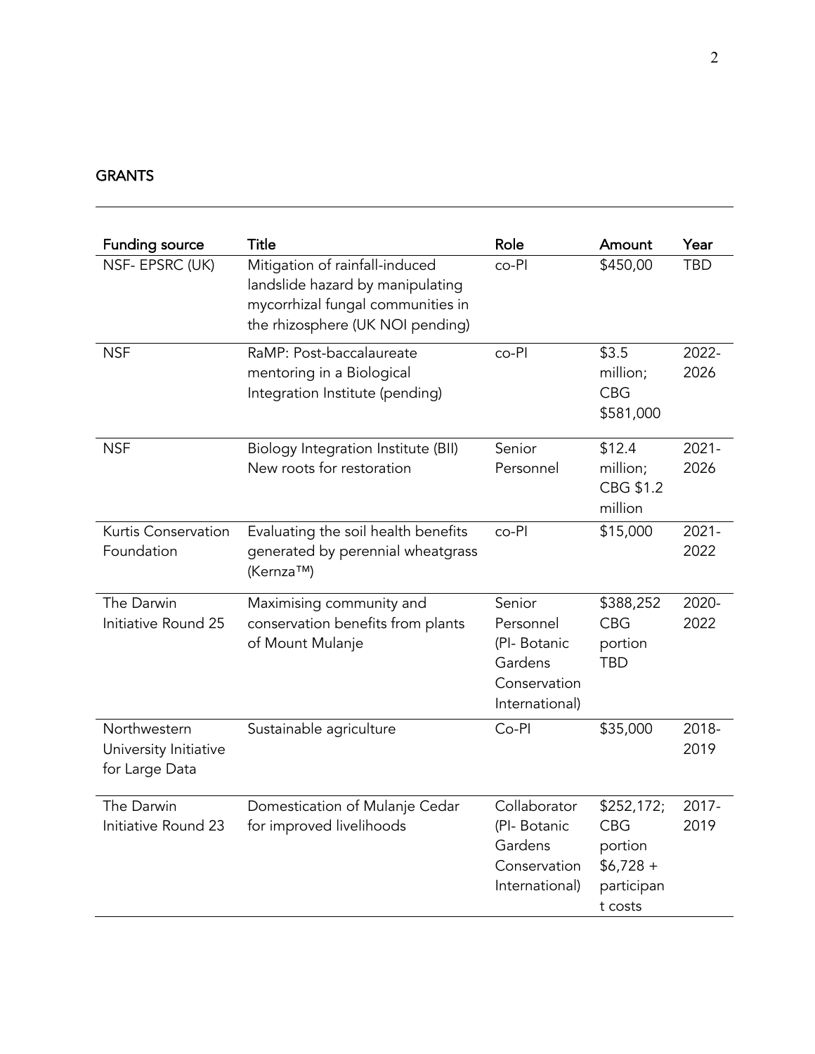## GRANTS

| Funding source | Title | Role | Amount | Year |
|---|---|---|---|---|
| NSF- EPSRC (UK) | Mitigation of rainfall-induced landslide hazard by manipulating mycorrhizal fungal communities in the rhizosphere (UK NOI pending) | co-PI | $450,00 | TBD |
| NSF | RaMP: Post-baccalaureate mentoring in a Biological Integration Institute (pending) | co-PI | $3.5 million; CBG $581,000 | 2022-2026 |
| NSF | Biology Integration Institute (BII) New roots for restoration | Senior Personnel | $12.4 million; CBG $1.2 million | 2021-2026 |
| Kurtis Conservation Foundation | Evaluating the soil health benefits generated by perennial wheatgrass (Kernza™) | co-PI | $15,000 | 2021-2022 |
| The Darwin Initiative Round 25 | Maximising community and conservation benefits from plants of Mount Mulanje | Senior Personnel (PI- Botanic Gardens Conservation International) | $388,252 CBG portion TBD | 2020-2022 |
| Northwestern University Initiative for Large Data | Sustainable agriculture | Co-PI | $35,000 | 2018-2019 |
| The Darwin Initiative Round 23 | Domestication of Mulanje Cedar for improved livelihoods | Collaborator (PI- Botanic Gardens Conservation International) | $252,172; CBG portion $6,728 + participant costs | 2017-2019 |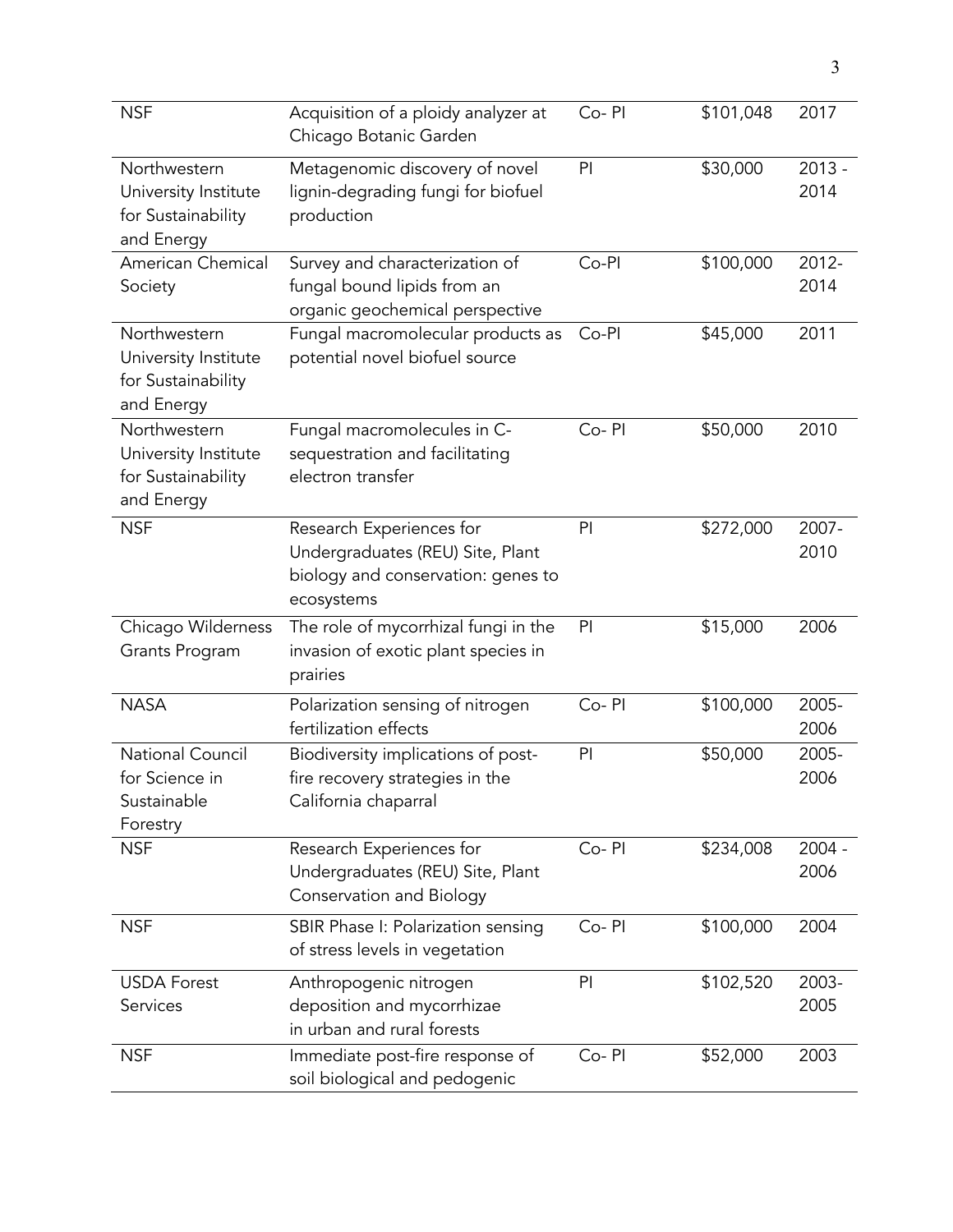| | | | | |
|---|---|---|---|---|
| NSF | Acquisition of a ploidy analyzer at Chicago Botanic Garden | Co- PI | \$101,048 | 2017 |
| Northwestern University Institute for Sustainability and Energy | Metagenomic discovery of novel lignin-degrading fungi for biofuel production | PI | \$30,000 | 2013 - 2014 |
| American Chemical Society | Survey and characterization of fungal bound lipids from an organic geochemical perspective | Co-PI | \$100,000 | 2012-2014 |
| Northwestern University Institute for Sustainability and Energy | Fungal macromolecular products as potential novel biofuel source | Co-PI | \$45,000 | 2011 |
| Northwestern University Institute for Sustainability and Energy | Fungal macromolecules in C-sequestration and facilitating electron transfer | Co- PI | \$50,000 | 2010 |
| NSF | Research Experiences for Undergraduates (REU) Site, Plant biology and conservation: genes to ecosystems | PI | \$272,000 | 2007-2010 |
| Chicago Wilderness Grants Program | The role of mycorrhizal fungi in the invasion of exotic plant species in prairies | PI | \$15,000 | 2006 |
| NASA | Polarization sensing of nitrogen fertilization effects | Co- PI | \$100,000 | 2005-2006 |
| National Council for Science in Sustainable Forestry | Biodiversity implications of post-fire recovery strategies in the California chaparral | PI | \$50,000 | 2005-2006 |
| NSF | Research Experiences for Undergraduates (REU) Site, Plant Conservation and Biology | Co- PI | \$234,008 | 2004 - 2006 |
| NSF | SBIR Phase I: Polarization sensing of stress levels in vegetation | Co- PI | \$100,000 | 2004 |
| USDA Forest Services | Anthropogenic nitrogen deposition and mycorrhizae in urban and rural forests | PI | \$102,520 | 2003-2005 |
| NSF | Immediate post-fire response of soil biological and pedogenic | Co- PI | \$52,000 | 2003 |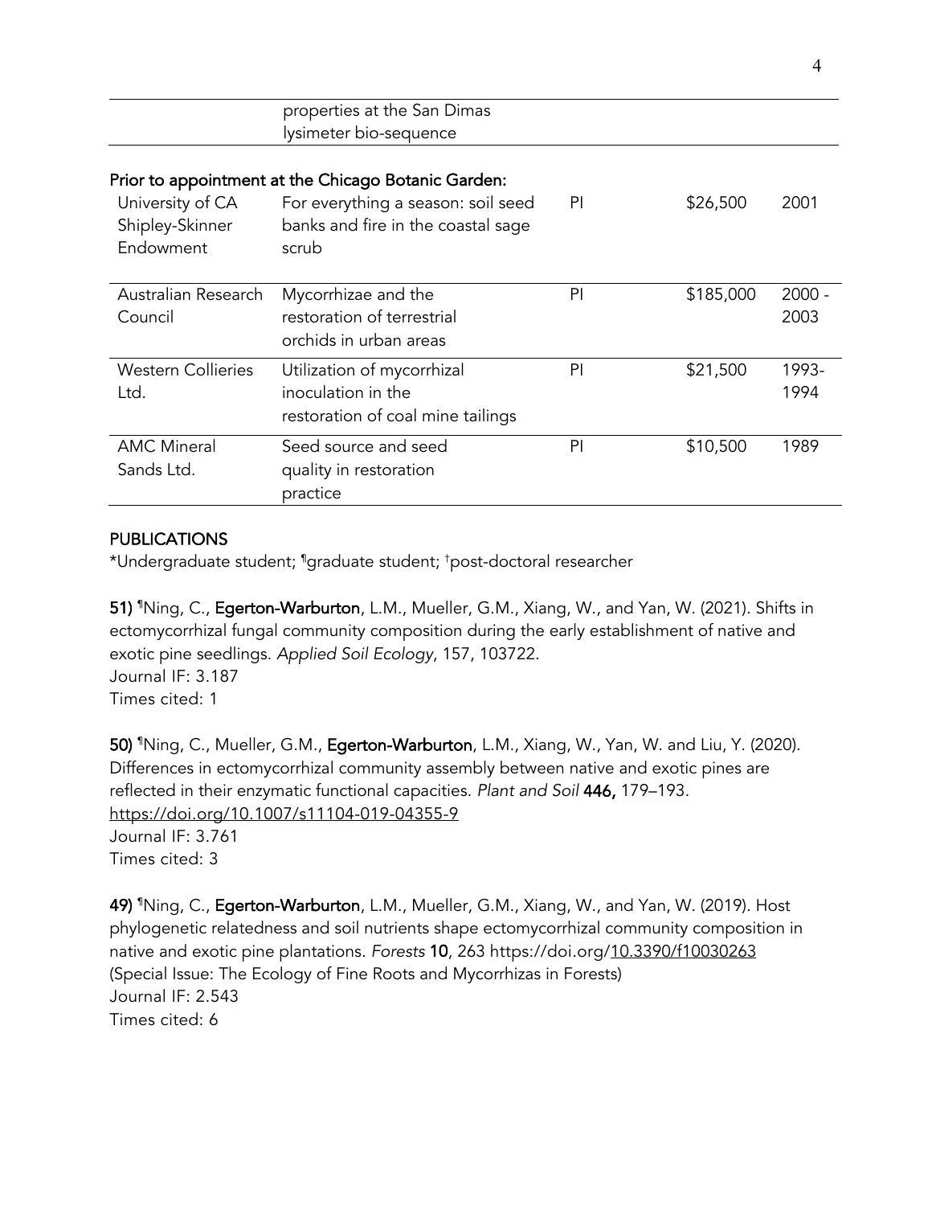| | properties at the San Dimas lysimeter bio-sequence | | | |
|---|---|---|---|---|

Prior to appointment at the Chicago Botanic Garden:

| | | | | |
|---|---|---|---|---|
| University of CA Shipley-Skinner Endowment | For everything a season: soil seed banks and fire in the coastal sage scrub | PI | $26,500 | 2001 |
| Australian Research Council | Mycorrhizae and the restoration of terrestrial orchids in urban areas | PI | $185,000 | 2000 - 2003 |
| Western Collieries Ltd. | Utilization of mycorrhizal inoculation in the restoration of coal mine tailings | PI | $21,500 | 1993-1994 |
| AMC Mineral Sands Ltd. | Seed source and seed quality in restoration practice | PI | $10,500 | 1989 |

## PUBLICATIONS

*Undergraduate student; ¶graduate student; †post-doctoral researcher

**51)** ¶Ning, C., **Egerton-Warburton**, L.M., Mueller, G.M., Xiang, W., and Yan, W. (2021). Shifts in ectomycorrhizal fungal community composition during the early establishment of native and exotic pine seedlings. *Applied Soil Ecology*, 157, 103722.
Journal IF: 3.187
Times cited: 1

**50)** ¶Ning, C., Mueller, G.M., **Egerton-Warburton**, L.M., Xiang, W., Yan, W. and Liu, Y. (2020). Differences in ectomycorrhizal community assembly between native and exotic pines are reflected in their enzymatic functional capacities. *Plant and Soil* **446,** 179–193. https://doi.org/10.1007/s11104-019-04355-9
Journal IF: 3.761
Times cited: 3

**49)** ¶Ning, C., **Egerton-Warburton**, L.M., Mueller, G.M., Xiang, W., and Yan, W. (2019). Host phylogenetic relatedness and soil nutrients shape ectomycorrhizal community composition in native and exotic pine plantations. *Forests* **10**, 263 https://doi.org/10.3390/f10030263 (Special Issue: The Ecology of Fine Roots and Mycorrhizas in Forests)
Journal IF: 2.543
Times cited: 6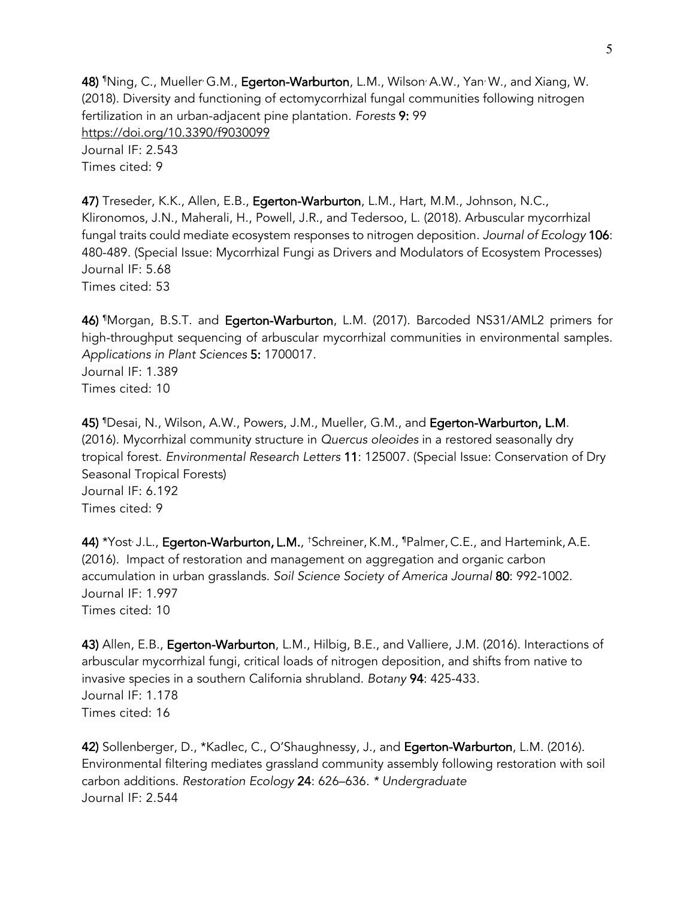**48)** ¶Ning, C., Mueller, G.M., **Egerton-Warburton**, L.M., Wilson, A.W., Yan, W., and Xiang, W. (2018). Diversity and functioning of ectomycorrhizal fungal communities following nitrogen fertilization in an urban-adjacent pine plantation. *Forests* **9:** 99
https://doi.org/10.3390/f9030099
Journal IF: 2.543
Times cited: 9

**47)** Treseder, K.K., Allen, E.B., **Egerton-Warburton**, L.M., Hart, M.M., Johnson, N.C., Klironomos, J.N., Maherali, H., Powell, J.R., and Tedersoo, L. (2018). Arbuscular mycorrhizal fungal traits could mediate ecosystem responses to nitrogen deposition. *Journal of Ecology* **106**: 480-489. (Special Issue: Mycorrhizal Fungi as Drivers and Modulators of Ecosystem Processes)
Journal IF: 5.68
Times cited: 53

**46)** ¶Morgan, B.S.T. and **Egerton-Warburton**, L.M. (2017). Barcoded NS31/AML2 primers for high-throughput sequencing of arbuscular mycorrhizal communities in environmental samples. *Applications in Plant Sciences* **5:** 1700017.
Journal IF: 1.389
Times cited: 10

**45)** ¶Desai, N., Wilson, A.W., Powers, J.M., Mueller, G.M., and **Egerton-Warburton, L.M**. (2016). Mycorrhizal community structure in *Quercus oleoides* in a restored seasonally dry tropical forest. *Environmental Research Letters* **11**: 125007. (Special Issue: Conservation of Dry Seasonal Tropical Forests)
Journal IF: 6.192
Times cited: 9

**44)** *Yost, J.L., **Egerton-Warburton, L.M.**, †Schreiner, K.M., ¶Palmer, C.E., and Hartemink, A.E. (2016). Impact of restoration and management on aggregation and organic carbon accumulation in urban grasslands. *Soil Science Society of America Journal* **80**: 992-1002.
Journal IF: 1.997
Times cited: 10

**43)** Allen, E.B., **Egerton-Warburton**, L.M., Hilbig, B.E., and Valliere, J.M. (2016). Interactions of arbuscular mycorrhizal fungi, critical loads of nitrogen deposition, and shifts from native to invasive species in a southern California shrubland. *Botany* **94**: 425-433.
Journal IF: 1.178
Times cited: 16

**42)** Sollenberger, D., *Kadlec, C., O'Shaughnessy, J., and **Egerton-Warburton**, L.M. (2016). Environmental filtering mediates grassland community assembly following restoration with soil carbon additions. *Restoration Ecology* **24**: 626–636. *\* Undergraduate*
Journal IF: 2.544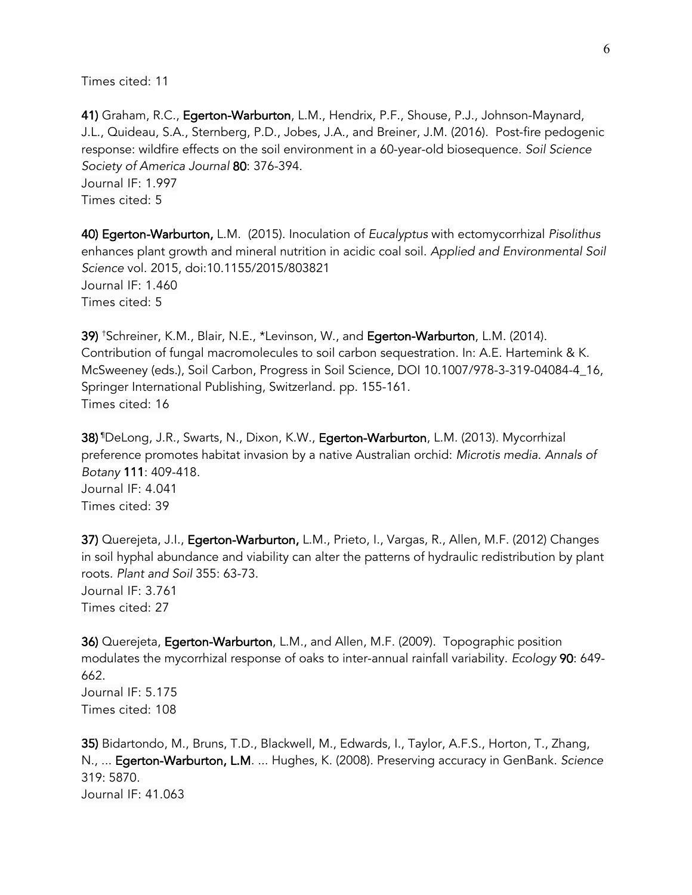Times cited: 11

**41)** Graham, R.C., **Egerton-Warburton**, L.M., Hendrix, P.F., Shouse, P.J., Johnson-Maynard, J.L., Quideau, S.A., Sternberg, P.D., Jobes, J.A., and Breiner, J.M. (2016). Post-fire pedogenic response: wildfire effects on the soil environment in a 60-year-old biosequence. *Soil Science Society of America Journal* **80**: 376-394.
Journal IF: 1.997
Times cited: 5

**40) Egerton-Warburton,** L.M. (2015). Inoculation of *Eucalyptus* with ectomycorrhizal *Pisolithus* enhances plant growth and mineral nutrition in acidic coal soil. *Applied and Environmental Soil Science* vol. 2015, doi:10.1155/2015/803821
Journal IF: 1.460
Times cited: 5

**39)** †Schreiner, K.M., Blair, N.E., *Levinson, W., and **Egerton-Warburton**, L.M. (2014). Contribution of fungal macromolecules to soil carbon sequestration. In: A.E. Hartemink & K. McSweeney (eds.), Soil Carbon, Progress in Soil Science, DOI 10.1007/978-3-319-04084-4_16, Springer International Publishing, Switzerland. pp. 155-161.
Times cited: 16

**38)** ¶DeLong, J.R., Swarts, N., Dixon, K.W., **Egerton-Warburton**, L.M. (2013). Mycorrhizal preference promotes habitat invasion by a native Australian orchid: *Microtis media. Annals of Botany* **111**: 409-418.
Journal IF: 4.041
Times cited: 39

**37)** Querejeta, J.I., **Egerton-Warburton,** L.M., Prieto, I., Vargas, R., Allen, M.F. (2012) Changes in soil hyphal abundance and viability can alter the patterns of hydraulic redistribution by plant roots. *Plant and Soil* 355: 63-73.
Journal IF: 3.761
Times cited: 27

**36)** Querejeta, **Egerton-Warburton**, L.M., and Allen, M.F. (2009). Topographic position modulates the mycorrhizal response of oaks to inter-annual rainfall variability. *Ecology* **90**: 649-662.
Journal IF: 5.175
Times cited: 108

**35)** Bidartondo, M., Bruns, T.D., Blackwell, M., Edwards, I., Taylor, A.F.S., Horton, T., Zhang, N., ... **Egerton-Warburton, L.M**. ... Hughes, K. (2008). Preserving accuracy in GenBank. *Science* 319: 5870.
Journal IF: 41.063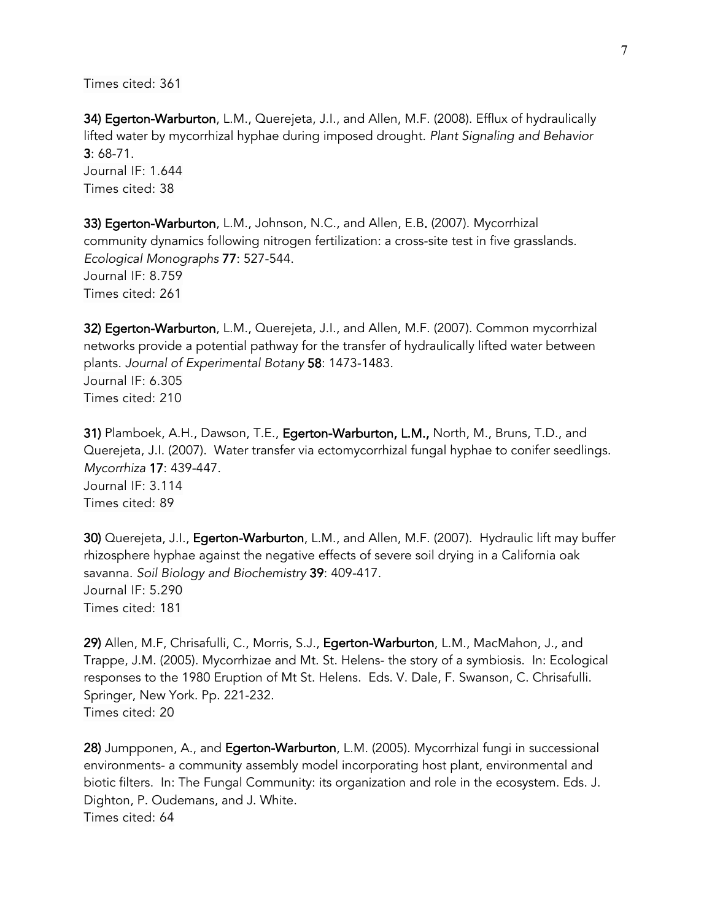Times cited: 361

**34) Egerton-Warburton**, L.M., Querejeta, J.I., and Allen, M.F. (2008). Efflux of hydraulically lifted water by mycorrhizal hyphae during imposed drought. *Plant Signaling and Behavior* **3**: 68-71.
Journal IF: 1.644
Times cited: 38

**33) Egerton-Warburton**, L.M., Johnson, N.C., and Allen, E.B**.** (2007). Mycorrhizal community dynamics following nitrogen fertilization: a cross-site test in five grasslands. *Ecological Monographs* **77**: 527-544.
Journal IF: 8.759
Times cited: 261

**32) Egerton-Warburton**, L.M., Querejeta, J.I., and Allen, M.F. (2007). Common mycorrhizal networks provide a potential pathway for the transfer of hydraulically lifted water between plants. *Journal of Experimental Botany* **58**: 1473-1483.
Journal IF: 6.305
Times cited: 210

**31)** Plamboek, A.H., Dawson, T.E., **Egerton-Warburton, L.M.,** North, M., Bruns, T.D., and Querejeta, J.I. (2007). Water transfer via ectomycorrhizal fungal hyphae to conifer seedlings. *Mycorrhiza* **17**: 439-447.
Journal IF: 3.114
Times cited: 89

**30)** Querejeta, J.I., **Egerton-Warburton**, L.M., and Allen, M.F. (2007). Hydraulic lift may buffer rhizosphere hyphae against the negative effects of severe soil drying in a California oak savanna. *Soil Biology and Biochemistry* **39**: 409-417.
Journal IF: 5.290
Times cited: 181

**29)** Allen, M.F, Chrisafulli, C., Morris, S.J., **Egerton-Warburton**, L.M., MacMahon, J., and Trappe, J.M. (2005). Mycorrhizae and Mt. St. Helens- the story of a symbiosis. In: Ecological responses to the 1980 Eruption of Mt St. Helens. Eds. V. Dale, F. Swanson, C. Chrisafulli. Springer, New York. Pp. 221-232.
Times cited: 20

**28)** Jumpponen, A., and **Egerton-Warburton**, L.M. (2005). Mycorrhizal fungi in successional environments- a community assembly model incorporating host plant, environmental and biotic filters. In: The Fungal Community: its organization and role in the ecosystem. Eds. J. Dighton, P. Oudemans, and J. White.
Times cited: 64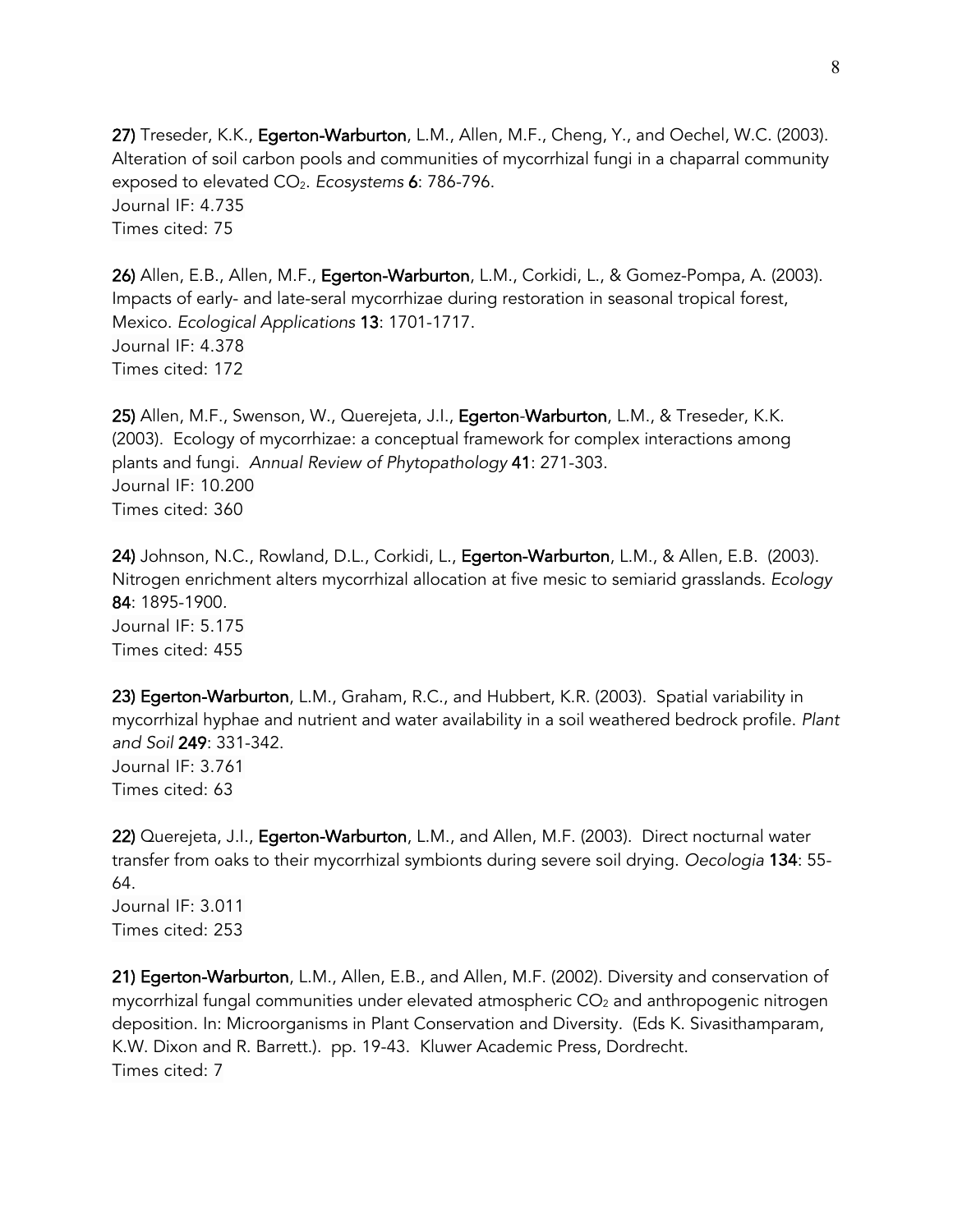**27)** Treseder, K.K., **Egerton-Warburton**, L.M., Allen, M.F., Cheng, Y., and Oechel, W.C. (2003). Alteration of soil carbon pools and communities of mycorrhizal fungi in a chaparral community exposed to elevated $CO_2$. *Ecosystems* **6**: 786-796.
Journal IF: 4.735
Times cited: 75

**26)** Allen, E.B., Allen, M.F., **Egerton-Warburton**, L.M., Corkidi, L., & Gomez-Pompa, A. (2003). Impacts of early- and late-seral mycorrhizae during restoration in seasonal tropical forest, Mexico. *Ecological Applications* **13**: 1701-1717.
Journal IF: 4.378
Times cited: 172

**25)** Allen, M.F., Swenson, W., Querejeta, J.I., **Egerton-Warburton**, L.M., & Treseder, K.K. (2003). Ecology of mycorrhizae: a conceptual framework for complex interactions among plants and fungi. *Annual Review of Phytopathology* **41**: 271-303.
Journal IF: 10.200
Times cited: 360

**24)** Johnson, N.C., Rowland, D.L., Corkidi, L., **Egerton-Warburton**, L.M., & Allen, E.B. (2003). Nitrogen enrichment alters mycorrhizal allocation at five mesic to semiarid grasslands. *Ecology* **84**: 1895-1900.
Journal IF: 5.175
Times cited: 455

**23) Egerton-Warburton**, L.M., Graham, R.C., and Hubbert, K.R. (2003). Spatial variability in mycorrhizal hyphae and nutrient and water availability in a soil weathered bedrock profile. *Plant and Soil* **249**: 331-342.
Journal IF: 3.761
Times cited: 63

**22)** Querejeta, J.I., **Egerton-Warburton**, L.M., and Allen, M.F. (2003). Direct nocturnal water transfer from oaks to their mycorrhizal symbionts during severe soil drying. *Oecologia* **134**: 55-64.
Journal IF: 3.011
Times cited: 253

**21) Egerton-Warburton**, L.M., Allen, E.B., and Allen, M.F. (2002). Diversity and conservation of mycorrhizal fungal communities under elevated atmospheric $CO_2$ and anthropogenic nitrogen deposition. In: Microorganisms in Plant Conservation and Diversity. (Eds K. Sivasithamparam, K.W. Dixon and R. Barrett.). pp. 19-43. Kluwer Academic Press, Dordrecht.
Times cited: 7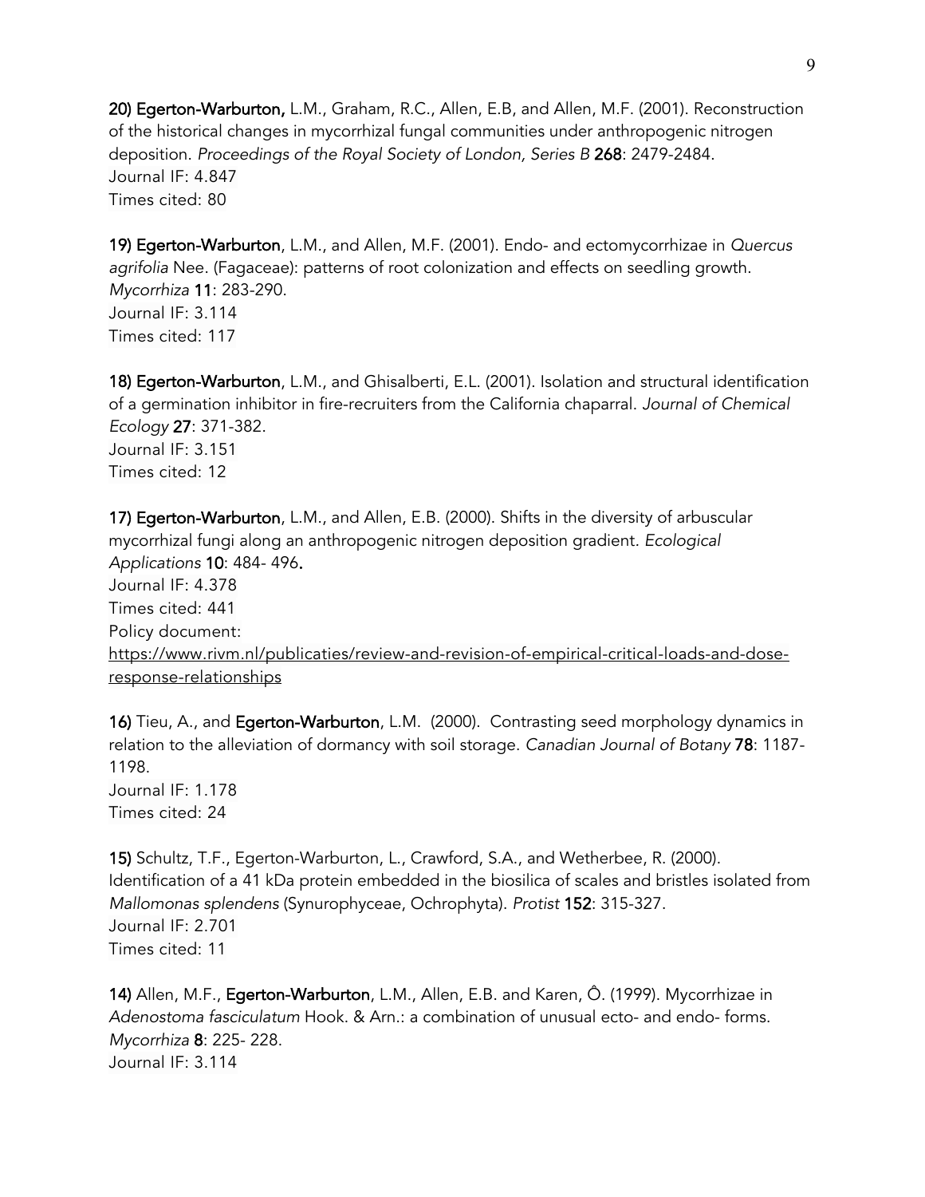**20) Egerton-Warburton,** L.M., Graham, R.C., Allen, E.B, and Allen, M.F. (2001). Reconstruction of the historical changes in mycorrhizal fungal communities under anthropogenic nitrogen deposition. *Proceedings of the Royal Society of London, Series B* **268**: 2479-2484.
Journal IF: 4.847
Times cited: 80

**19) Egerton-Warburton**, L.M., and Allen, M.F. (2001). Endo- and ectomycorrhizae in *Quercus agrifolia* Nee. (Fagaceae): patterns of root colonization and effects on seedling growth. *Mycorrhiza* **11**: 283-290.
Journal IF: 3.114
Times cited: 117

**18) Egerton-Warburton**, L.M., and Ghisalberti, E.L. (2001). Isolation and structural identification of a germination inhibitor in fire-recruiters from the California chaparral. *Journal of Chemical Ecology* **27**: 371-382.
Journal IF: 3.151
Times cited: 12

**17) Egerton-Warburton**, L.M., and Allen, E.B. (2000). Shifts in the diversity of arbuscular mycorrhizal fungi along an anthropogenic nitrogen deposition gradient. *Ecological Applications* **10**: 484- 496**.**
Journal IF: 4.378
Times cited: 441
Policy document:
https://www.rivm.nl/publicaties/review-and-revision-of-empirical-critical-loads-and-dose-response-relationships

**16)** Tieu, A., and **Egerton-Warburton**, L.M. (2000). Contrasting seed morphology dynamics in relation to the alleviation of dormancy with soil storage. *Canadian Journal of Botany* **78**: 1187-1198.
Journal IF: 1.178
Times cited: 24

**15)** Schultz, T.F., Egerton-Warburton, L., Crawford, S.A., and Wetherbee, R. (2000). Identification of a 41 kDa protein embedded in the biosilica of scales and bristles isolated from *Mallomonas splendens* (Synurophyceae, Ochrophyta). *Protist* **152**: 315-327.
Journal IF: 2.701
Times cited: 11

**14)** Allen, M.F., **Egerton-Warburton**, L.M., Allen, E.B. and Karen, Ô. (1999). Mycorrhizae in *Adenostoma fasciculatum* Hook. & Arn.: a combination of unusual ecto- and endo- forms. *Mycorrhiza* **8**: 225- 228.
Journal IF: 3.114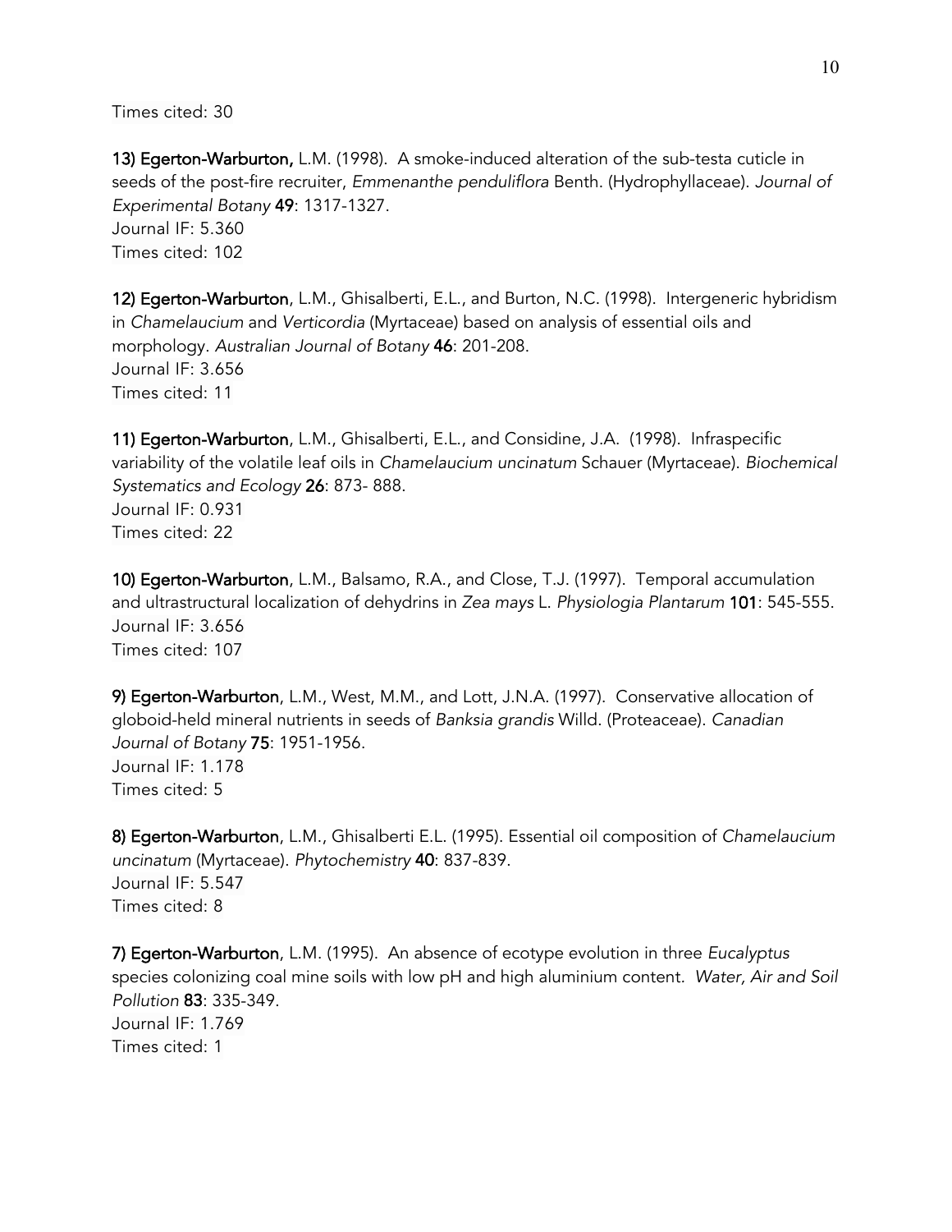Times cited: 30

**13) Egerton-Warburton,** L.M. (1998). A smoke-induced alteration of the sub-testa cuticle in seeds of the post-fire recruiter, *Emmenanthe penduliflora* Benth. (Hydrophyllaceae). *Journal of Experimental Botany* **49**: 1317-1327.
Journal IF: 5.360
Times cited: 102

**12) Egerton-Warburton**, L.M., Ghisalberti, E.L., and Burton, N.C. (1998). Intergeneric hybridism in *Chamelaucium* and *Verticordia* (Myrtaceae) based on analysis of essential oils and morphology. *Australian Journal of Botany* **46**: 201-208.
Journal IF: 3.656
Times cited: 11

**11) Egerton-Warburton**, L.M., Ghisalberti, E.L., and Considine, J.A. (1998). Infraspecific variability of the volatile leaf oils in *Chamelaucium uncinatum* Schauer (Myrtaceae). *Biochemical Systematics and Ecology* **26**: 873- 888.
Journal IF: 0.931
Times cited: 22

**10) Egerton-Warburton**, L.M., Balsamo, R.A., and Close, T.J. (1997). Temporal accumulation and ultrastructural localization of dehydrins in *Zea mays* L. *Physiologia Plantarum* **101**: 545-555.
Journal IF: 3.656
Times cited: 107

**9) Egerton-Warburton**, L.M., West, M.M., and Lott, J.N.A. (1997). Conservative allocation of globoid-held mineral nutrients in seeds of *Banksia grandis* Willd. (Proteaceae). *Canadian Journal of Botany* **75**: 1951-1956.
Journal IF: 1.178
Times cited: 5

**8) Egerton-Warburton**, L.M., Ghisalberti E.L. (1995). Essential oil composition of *Chamelaucium uncinatum* (Myrtaceae). *Phytochemistry* **40**: 837-839.
Journal IF: 5.547
Times cited: 8

**7) Egerton-Warburton**, L.M. (1995). An absence of ecotype evolution in three *Eucalyptus* species colonizing coal mine soils with low pH and high aluminium content. *Water, Air and Soil Pollution* **83**: 335-349.
Journal IF: 1.769
Times cited: 1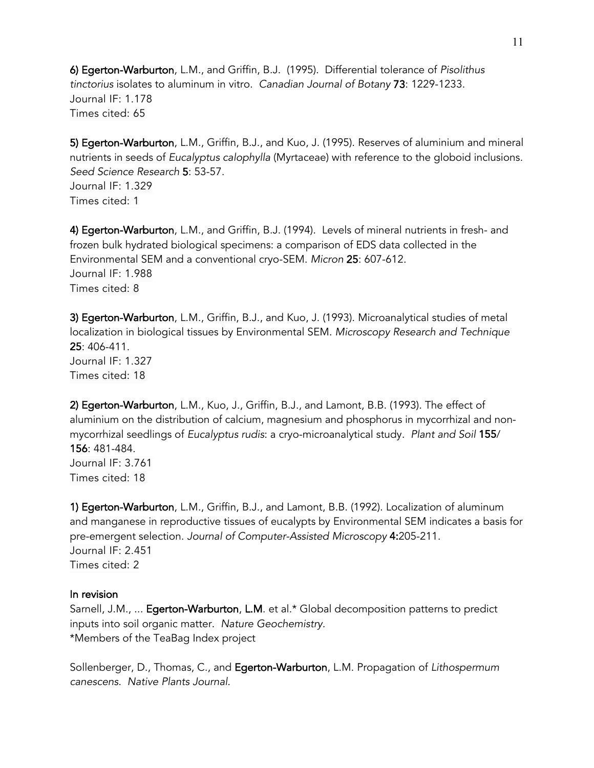**6) Egerton-Warburton**, L.M., and Griffin, B.J. (1995). Differential tolerance of *Pisolithus tinctorius* isolates to aluminum in vitro. *Canadian Journal of Botany* **73**: 1229-1233.
Journal IF: 1.178
Times cited: 65

**5) Egerton-Warburton**, L.M., Griffin, B.J., and Kuo, J. (1995). Reserves of aluminium and mineral nutrients in seeds of *Eucalyptus calophylla* (Myrtaceae) with reference to the globoid inclusions. *Seed Science Research* **5**: 53-57.
Journal IF: 1.329
Times cited: 1

**4) Egerton-Warburton**, L.M., and Griffin, B.J. (1994). Levels of mineral nutrients in fresh- and frozen bulk hydrated biological specimens: a comparison of EDS data collected in the Environmental SEM and a conventional cryo-SEM. *Micron* **25**: 607-612.
Journal IF: 1.988
Times cited: 8

**3) Egerton-Warburton**, L.M., Griffin, B.J., and Kuo, J. (1993). Microanalytical studies of metal localization in biological tissues by Environmental SEM. *Microscopy Research and Technique* **25**: 406-411.
Journal IF: 1.327
Times cited: 18

**2) Egerton-Warburton**, L.M., Kuo, J., Griffin, B.J., and Lamont, B.B. (1993). The effect of aluminium on the distribution of calcium, magnesium and phosphorus in mycorrhizal and non-mycorrhizal seedlings of *Eucalyptus rudis*: a cryo-microanalytical study. *Plant and Soil* **155/156**: 481-484.
Journal IF: 3.761
Times cited: 18

**1) Egerton-Warburton**, L.M., Griffin, B.J., and Lamont, B.B. (1992). Localization of aluminum and manganese in reproductive tissues of eucalypts by Environmental SEM indicates a basis for pre-emergent selection. *Journal of Computer-Assisted Microscopy* **4:**205-211.
Journal IF: 2.451
Times cited: 2

**In revision**

Sarnell, J.M., ... **Egerton-Warburton, L.M**. et al.* Global decomposition patterns to predict inputs into soil organic matter. *Nature Geochemistry*.
*Members of the TeaBag Index project

Sollenberger, D., Thomas, C., and **Egerton-Warburton**, L.M. Propagation of *Lithospermum canescens*. *Native Plants Journal*.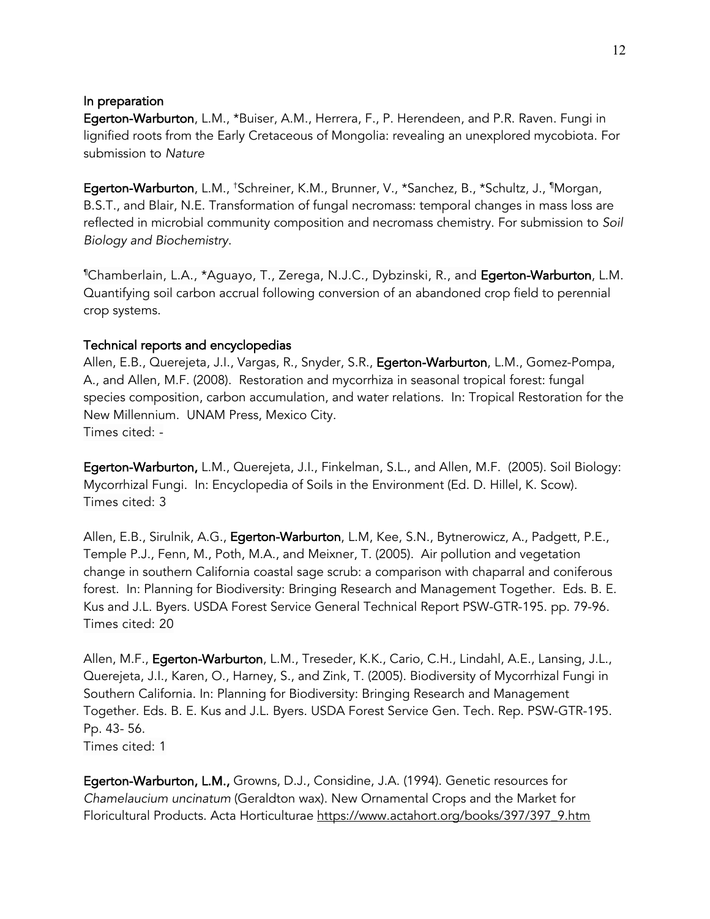### In preparation

**Egerton-Warburton**, L.M., *Buiser, A.M., Herrera, F., P. Herendeen, and P.R. Raven. Fungi in lignified roots from the Early Cretaceous of Mongolia: revealing an unexplored mycobiota. For submission to *Nature*

**Egerton-Warburton**, L.M., [†]Schreiner, K.M., Brunner, V., *Sanchez, B., *Schultz, J., [¶]Morgan, B.S.T., and Blair, N.E. Transformation of fungal necromass: temporal changes in mass loss are reflected in microbial community composition and necromass chemistry. For submission to *Soil Biology and Biochemistry*.

[¶]Chamberlain, L.A., *Aguayo, T., Zerega, N.J.C., Dybzinski, R., and **Egerton-Warburton**, L.M. Quantifying soil carbon accrual following conversion of an abandoned crop field to perennial crop systems.

### Technical reports and encyclopedias

Allen, E.B., Querejeta, J.I., Vargas, R., Snyder, S.R., **Egerton-Warburton**, L.M., Gomez-Pompa, A., and Allen, M.F. (2008). Restoration and mycorrhiza in seasonal tropical forest: fungal species composition, carbon accumulation, and water relations. In: Tropical Restoration for the New Millennium. UNAM Press, Mexico City.
Times cited: -

**Egerton-Warburton,** L.M., Querejeta, J.I., Finkelman, S.L., and Allen, M.F. (2005). Soil Biology: Mycorrhizal Fungi. In: Encyclopedia of Soils in the Environment (Ed. D. Hillel, K. Scow).
Times cited: 3

Allen, E.B., Sirulnik, A.G., **Egerton-Warburton**, L.M, Kee, S.N., Bytnerowicz, A., Padgett, P.E., Temple P.J., Fenn, M., Poth, M.A., and Meixner, T. (2005). Air pollution and vegetation change in southern California coastal sage scrub: a comparison with chaparral and coniferous forest. In: Planning for Biodiversity: Bringing Research and Management Together. Eds. B. E. Kus and J.L. Byers. USDA Forest Service General Technical Report PSW-GTR-195. pp. 79-96.
Times cited: 20

Allen, M.F., **Egerton-Warburton**, L.M., Treseder, K.K., Cario, C.H., Lindahl, A.E., Lansing, J.L., Querejeta, J.I., Karen, O., Harney, S., and Zink, T. (2005). Biodiversity of Mycorrhizal Fungi in Southern California. In: Planning for Biodiversity: Bringing Research and Management Together. Eds. B. E. Kus and J.L. Byers. USDA Forest Service Gen. Tech. Rep. PSW-GTR-195. Pp. 43- 56.
Times cited: 1

**Egerton-Warburton, L.M.,** Growns, D.J., Considine, J.A. (1994). Genetic resources for *Chamelaucium uncinatum* (Geraldton wax). New Ornamental Crops and the Market for Floricultural Products. Acta Horticulturae https://www.actahort.org/books/397/397_9.htm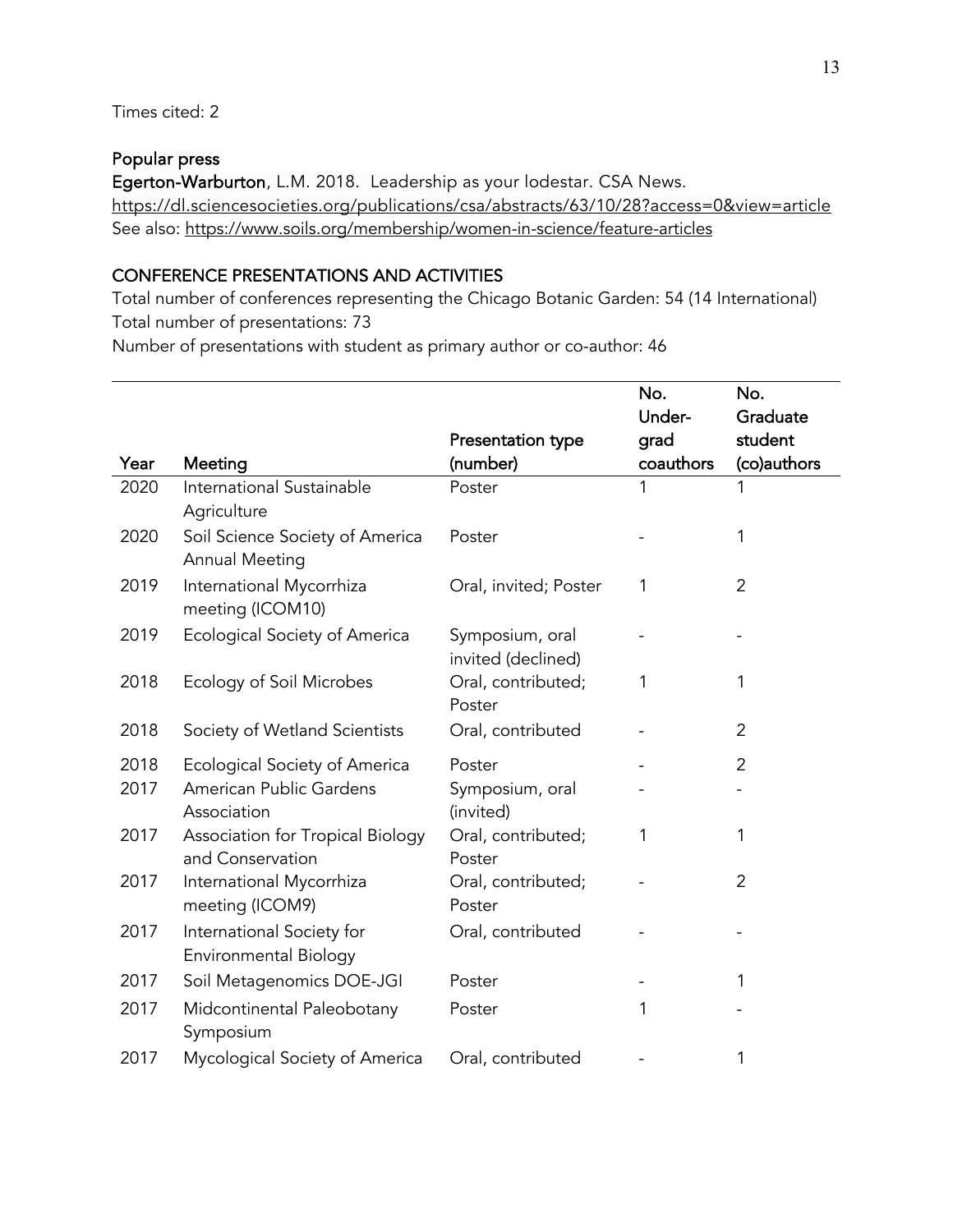Times cited: 2

## Popular press

**Egerton-Warburton**, L.M. 2018. Leadership as your lodestar. CSA News.
https://dl.sciencesocieties.org/publications/csa/abstracts/63/10/28?access=0&view=article
See also: https://www.soils.org/membership/women-in-science/feature-articles

## CONFERENCE PRESENTATIONS AND ACTIVITIES

Total number of conferences representing the Chicago Botanic Garden: 54 (14 International)
Total number of presentations: 73
Number of presentations with student as primary author or co-author: 46

| Year | Meeting | Presentation type (number) | No. Under-grad coauthors | No. Graduate student (co)authors |
|---|---|---|---|---|
| 2020 | International Sustainable Agriculture | Poster | 1 | 1 |
| 2020 | Soil Science Society of America Annual Meeting | Poster | - | 1 |
| 2019 | International Mycorrhiza meeting (ICOM10) | Oral, invited; Poster | 1 | 2 |
| 2019 | Ecological Society of America | Symposium, oral invited (declined) | - | - |
| 2018 | Ecology of Soil Microbes | Oral, contributed; Poster | 1 | 1 |
| 2018 | Society of Wetland Scientists | Oral, contributed | - | 2 |
| 2018 | Ecological Society of America | Poster | - | 2 |
| 2017 | American Public Gardens Association | Symposium, oral (invited) | - | - |
| 2017 | Association for Tropical Biology and Conservation | Oral, contributed; Poster | 1 | 1 |
| 2017 | International Mycorrhiza meeting (ICOM9) | Oral, contributed; Poster | - | 2 |
| 2017 | International Society for Environmental Biology | Oral, contributed | - | - |
| 2017 | Soil Metagenomics DOE-JGI | Poster | - | 1 |
| 2017 | Midcontinental Paleobotany Symposium | Poster | 1 | - |
| 2017 | Mycological Society of America | Oral, contributed | - | 1 |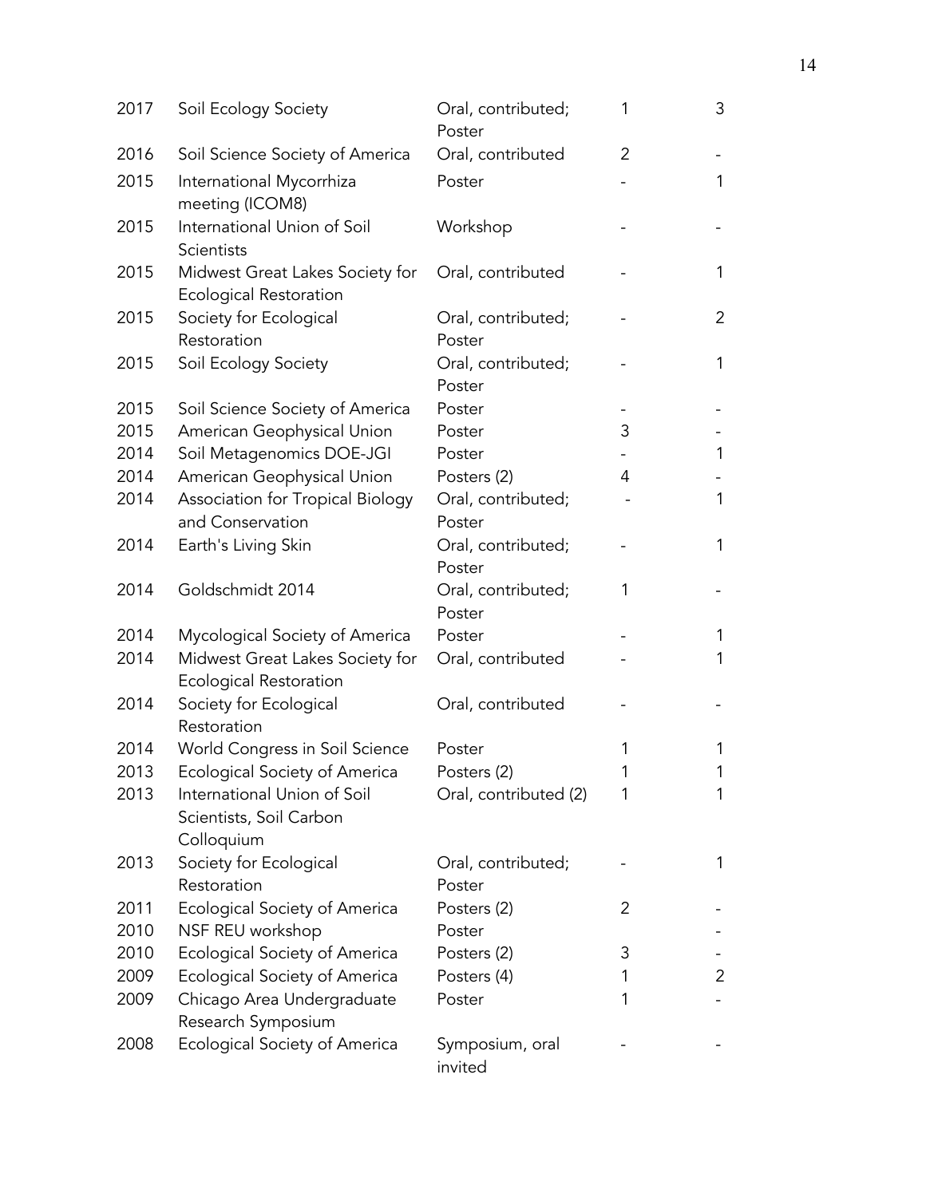| | | | | |
|---|---|---|---|---|
| 2017 | Soil Ecology Society | Oral, contributed; Poster | 1 | 3 |
| 2016 | Soil Science Society of America | Oral, contributed | 2 | - |
| 2015 | International Mycorrhiza meeting (ICOM8) | Poster | - | 1 |
| 2015 | International Union of Soil Scientists | Workshop | - | - |
| 2015 | Midwest Great Lakes Society for Ecological Restoration | Oral, contributed | - | 1 |
| 2015 | Society for Ecological Restoration | Oral, contributed; Poster | - | 2 |
| 2015 | Soil Ecology Society | Oral, contributed; Poster | - | 1 |
| 2015 | Soil Science Society of America | Poster | - | - |
| 2015 | American Geophysical Union | Poster | 3 | - |
| 2014 | Soil Metagenomics DOE-JGI | Poster | - | 1 |
| 2014 | American Geophysical Union | Posters (2) | 4 | - |
| 2014 | Association for Tropical Biology and Conservation | Oral, contributed; Poster | - | 1 |
| 2014 | Earth's Living Skin | Oral, contributed; Poster | - | 1 |
| 2014 | Goldschmidt 2014 | Oral, contributed; Poster | 1 | - |
| 2014 | Mycological Society of America | Poster | - | 1 |
| 2014 | Midwest Great Lakes Society for Ecological Restoration | Oral, contributed | - | 1 |
| 2014 | Society for Ecological Restoration | Oral, contributed | - | - |
| 2014 | World Congress in Soil Science | Poster | 1 | 1 |
| 2013 | Ecological Society of America | Posters (2) | 1 | 1 |
| 2013 | International Union of Soil Scientists, Soil Carbon Colloquium | Oral, contributed (2) | 1 | 1 |
| 2013 | Society for Ecological Restoration | Oral, contributed; Poster | - | 1 |
| 2011 | Ecological Society of America | Posters (2) | 2 | - |
| 2010 | NSF REU workshop | Poster | | - |
| 2010 | Ecological Society of America | Posters (2) | 3 | - |
| 2009 | Ecological Society of America | Posters (4) | 1 | 2 |
| 2009 | Chicago Area Undergraduate Research Symposium | Poster | 1 | - |
| 2008 | Ecological Society of America | Symposium, oral invited | - | - |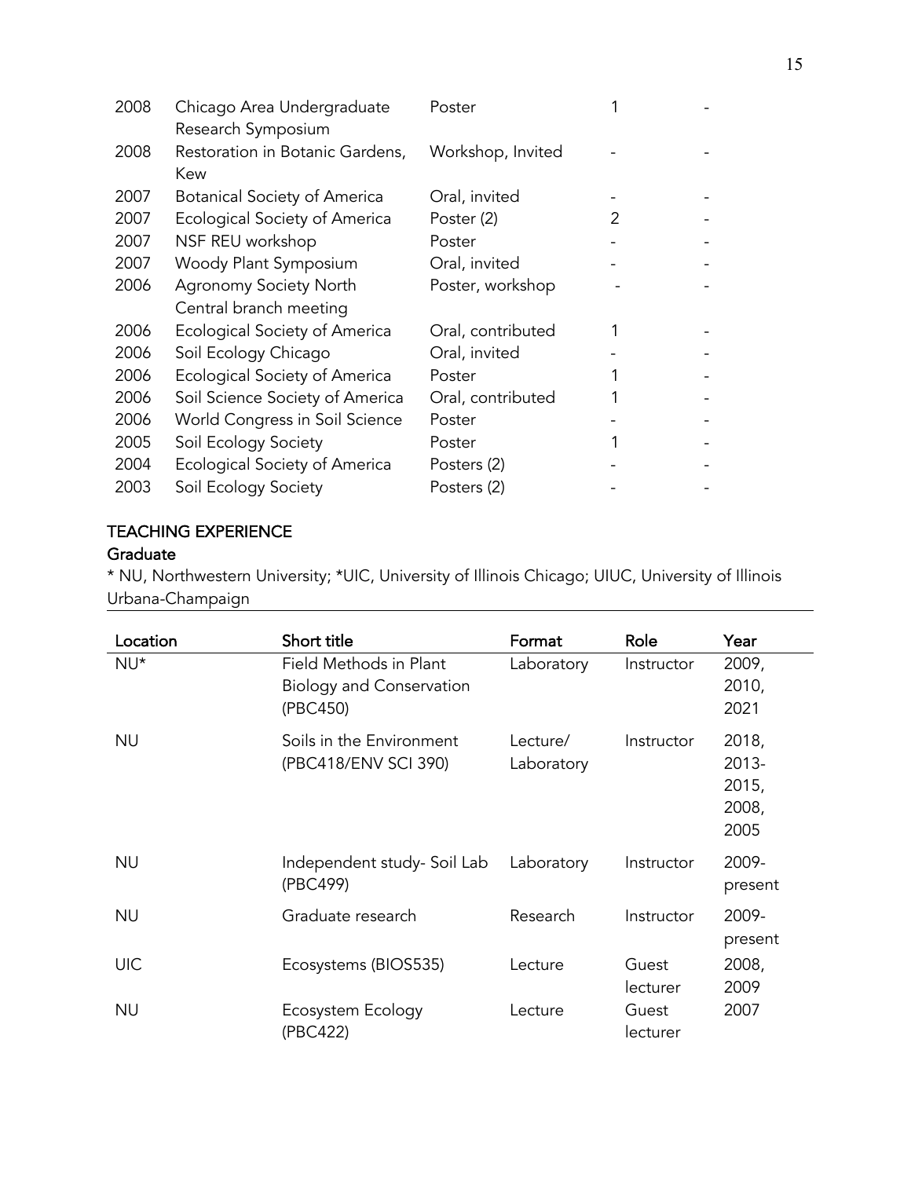| | | | | |
|---|---|---|---|---|
| 2008 | Chicago Area Undergraduate Research Symposium | Poster | 1 | - |
| 2008 | Restoration in Botanic Gardens, Kew | Workshop, Invited | - | - |
| 2007 | Botanical Society of America | Oral, invited | - | - |
| 2007 | Ecological Society of America | Poster (2) | 2 | - |
| 2007 | NSF REU workshop | Poster | - | - |
| 2007 | Woody Plant Symposium | Oral, invited | - | - |
| 2006 | Agronomy Society North Central branch meeting | Poster, workshop | - | - |
| 2006 | Ecological Society of America | Oral, contributed | 1 | - |
| 2006 | Soil Ecology Chicago | Oral, invited | - | - |
| 2006 | Ecological Society of America | Poster | 1 | - |
| 2006 | Soil Science Society of America | Oral, contributed | 1 | - |
| 2006 | World Congress in Soil Science | Poster | - | - |
| 2005 | Soil Ecology Society | Poster | 1 | - |
| 2004 | Ecological Society of America | Posters (2) | - | - |
| 2003 | Soil Ecology Society | Posters (2) | - | - |

## TEACHING EXPERIENCE

### Graduate

* NU, Northwestern University; *UIC, University of Illinois Chicago; UIUC, University of Illinois Urbana-Champaign

| Location | Short title | Format | Role | Year |
|---|---|---|---|---|
| NU* | Field Methods in Plant Biology and Conservation (PBC450) | Laboratory | Instructor | 2009, 2010, 2021 |
| NU | Soils in the Environment (PBC418/ENV SCI 390) | Lecture/ Laboratory | Instructor | 2018, 2013-2015, 2008, 2005 |
| NU | Independent study- Soil Lab (PBC499) | Laboratory | Instructor | 2009-present |
| NU | Graduate research | Research | Instructor | 2009-present |
| UIC | Ecosystems (BIOS535) | Lecture | Guest lecturer | 2008, 2009 |
| NU | Ecosystem Ecology (PBC422) | Lecture | Guest lecturer | 2007 |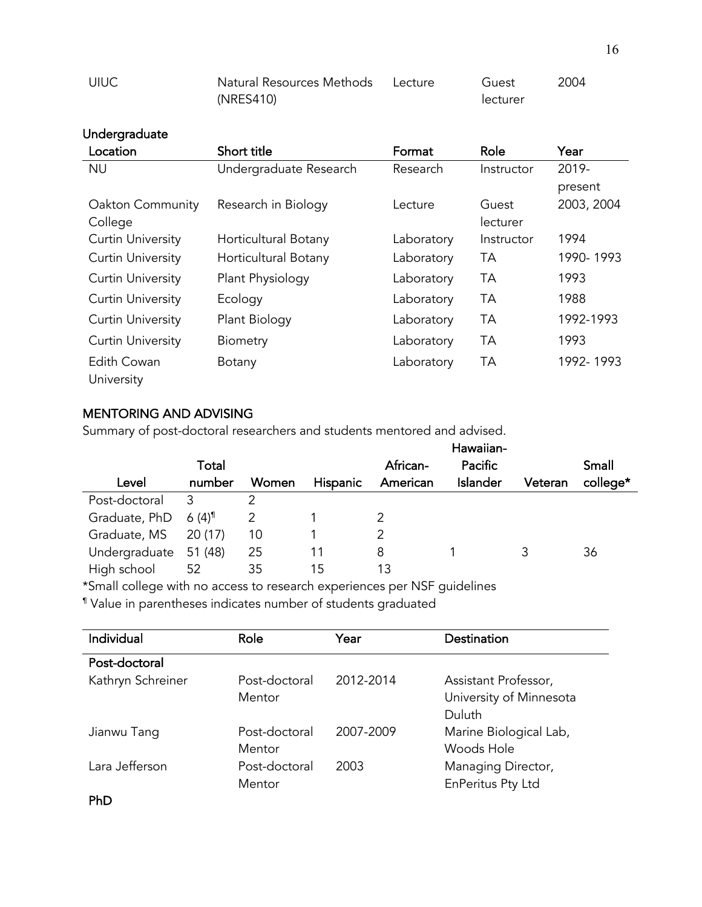| UIUC | Natural Resources Methods (NRES410) | Lecture | Guest lecturer | 2004 |
|---|---|---|---|---|

**Undergraduate**

| Location | Short title | Format | Role | Year |
|---|---|---|---|---|
| NU | Undergraduate Research | Research | Instructor | 2019-present |
| Oakton Community College | Research in Biology | Lecture | Guest lecturer | 2003, 2004 |
| Curtin University | Horticultural Botany | Laboratory | Instructor | 1994 |
| Curtin University | Horticultural Botany | Laboratory | TA | 1990- 1993 |
| Curtin University | Plant Physiology | Laboratory | TA | 1993 |
| Curtin University | Ecology | Laboratory | TA | 1988 |
| Curtin University | Plant Biology | Laboratory | TA | 1992-1993 |
| Curtin University | Biometry | Laboratory | TA | 1993 |
| Edith Cowan University | Botany | Laboratory | TA | 1992- 1993 |

## MENTORING AND ADVISING

Summary of post-doctoral researchers and students mentored and advised.

| Level | Total number | Women | Hispanic | African-American | Hawaiian-Pacific Islander | Veteran | Small college* |
|---|---|---|---|---|---|---|---|
| Post-doctoral | 3 | 2 | | | | | |
| Graduate, PhD | 6 (4)¶ | 2 | 1 | 2 | | | |
| Graduate, MS | 20 (17) | 10 | 1 | 2 | | | |
| Undergraduate | 51 (48) | 25 | 11 | 8 | 1 | 3 | 36 |
| High school | 52 | 35 | 15 | 13 | | | |

*Small college with no access to research experiences per NSF guidelines

¶ Value in parentheses indicates number of students graduated

| Individual | Role | Year | Destination |
|---|---|---|---|
| **Post-doctoral** | | | |
| Kathryn Schreiner | Post-doctoral Mentor | 2012-2014 | Assistant Professor, University of Minnesota Duluth |
| Jianwu Tang | Post-doctoral Mentor | 2007-2009 | Marine Biological Lab, Woods Hole |
| Lara Jefferson | Post-doctoral Mentor | 2003 | Managing Director, EnPeritus Pty Ltd |
| **PhD** | | | |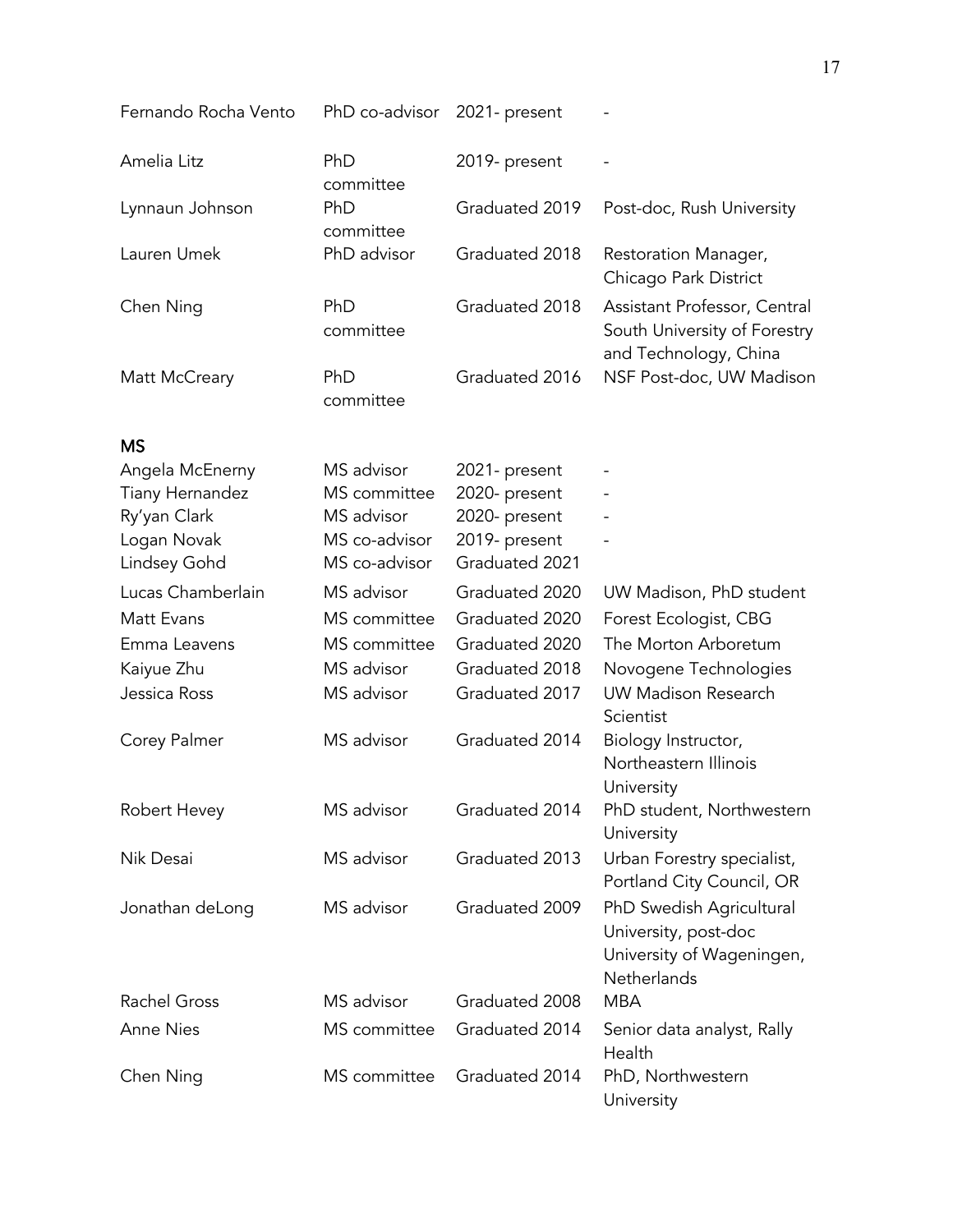| | | | |
|---|---|---|---|
| Fernando Rocha Vento | PhD co-advisor | 2021- present | - |
| Amelia Litz | PhD committee | 2019- present | - |
| Lynnaun Johnson | PhD committee | Graduated 2019 | Post-doc, Rush University |
| Lauren Umek | PhD advisor | Graduated 2018 | Restoration Manager, Chicago Park District |
| Chen Ning | PhD committee | Graduated 2018 | Assistant Professor, Central South University of Forestry and Technology, China |
| Matt McCreary | PhD committee | Graduated 2016 | NSF Post-doc, UW Madison |

**MS**

| | | | |
|---|---|---|---|
| Angela McEnerny | MS advisor | 2021- present | - |
| Tiany Hernandez | MS committee | 2020- present | - |
| Ry'yan Clark | MS advisor | 2020- present | - |
| Logan Novak | MS co-advisor | 2019- present | - |
| Lindsey Gohd | MS co-advisor | Graduated 2021 | |
| Lucas Chamberlain | MS advisor | Graduated 2020 | UW Madison, PhD student |
| Matt Evans | MS committee | Graduated 2020 | Forest Ecologist, CBG |
| Emma Leavens | MS committee | Graduated 2020 | The Morton Arboretum |
| Kaiyue Zhu | MS advisor | Graduated 2018 | Novogene Technologies |
| Jessica Ross | MS advisor | Graduated 2017 | UW Madison Research Scientist |
| Corey Palmer | MS advisor | Graduated 2014 | Biology Instructor, Northeastern Illinois University |
| Robert Hevey | MS advisor | Graduated 2014 | PhD student, Northwestern University |
| Nik Desai | MS advisor | Graduated 2013 | Urban Forestry specialist, Portland City Council, OR |
| Jonathan deLong | MS advisor | Graduated 2009 | PhD Swedish Agricultural University, post-doc University of Wageningen, Netherlands |
| Rachel Gross | MS advisor | Graduated 2008 | MBA |
| Anne Nies | MS committee | Graduated 2014 | Senior data analyst, Rally Health |
| Chen Ning | MS committee | Graduated 2014 | PhD, Northwestern University |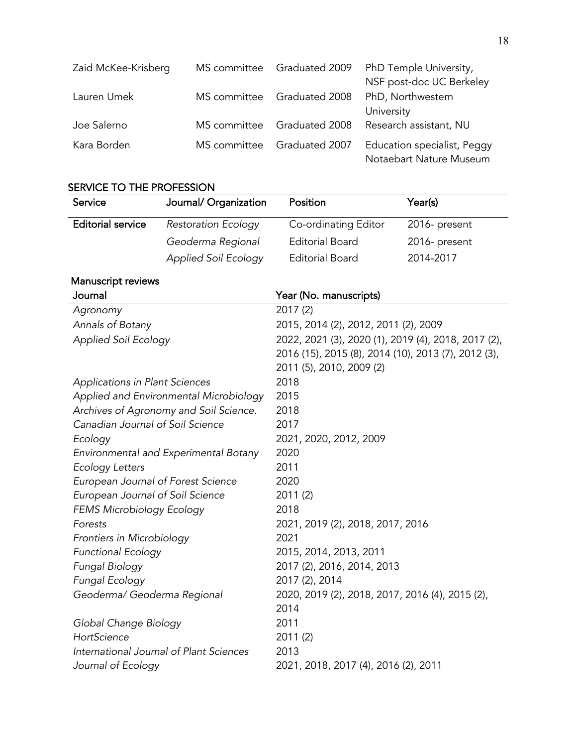| | | | |
|---|---|---|---|
| Zaid McKee-Krisberg | MS committee | Graduated 2009 | PhD Temple University, NSF post-doc UC Berkeley |
| Lauren Umek | MS committee | Graduated 2008 | PhD, Northwestern University |
| Joe Salerno | MS committee | Graduated 2008 | Research assistant, NU |
| Kara Borden | MS committee | Graduated 2007 | Education specialist, Peggy Notaebart Nature Museum |

## SERVICE TO THE PROFESSION

| Service | Journal/ Organization | Position | Year(s) |
|---|---|---|---|
| **Editorial service** | *Restoration Ecology* | Co-ordinating Editor | 2016- present |
| | *Geoderma Regional* | Editorial Board | 2016- present |
| | *Applied Soil Ecology* | Editorial Board | 2014-2017 |

### Manuscript reviews

| Journal | Year (No. manuscripts) |
|---|---|
| *Agronomy* | 2017 (2) |
| *Annals of Botany* | 2015, 2014 (2), 2012, 2011 (2), 2009 |
| *Applied Soil Ecology* | 2022, 2021 (3), 2020 (1), 2019 (4), 2018, 2017 (2), 2016 (15), 2015 (8), 2014 (10), 2013 (7), 2012 (3), 2011 (5), 2010, 2009 (2) |
| *Applications in Plant Sciences* | 2018 |
| *Applied and Environmental Microbiology* | 2015 |
| *Archives of Agronomy and Soil Science.* | 2018 |
| *Canadian Journal of Soil Science* | 2017 |
| *Ecology* | 2021, 2020, 2012, 2009 |
| *Environmental and Experimental Botany* | 2020 |
| *Ecology Letters* | 2011 |
| *European Journal of Forest Science* | 2020 |
| *European Journal of Soil Science* | 2011 (2) |
| *FEMS Microbiology Ecology* | 2018 |
| *Forests* | 2021, 2019 (2), 2018, 2017, 2016 |
| *Frontiers in Microbiology* | 2021 |
| *Functional Ecology* | 2015, 2014, 2013, 2011 |
| *Fungal Biology* | 2017 (2), 2016, 2014, 2013 |
| *Fungal Ecology* | 2017 (2), 2014 |
| *Geoderma/ Geoderma Regional* | 2020, 2019 (2), 2018, 2017, 2016 (4), 2015 (2), 2014 |
| *Global Change Biology* | 2011 |
| *HortScience* | 2011 (2) |
| *International Journal of Plant Sciences* | 2013 |
| *Journal of Ecology* | 2021, 2018, 2017 (4), 2016 (2), 2011 |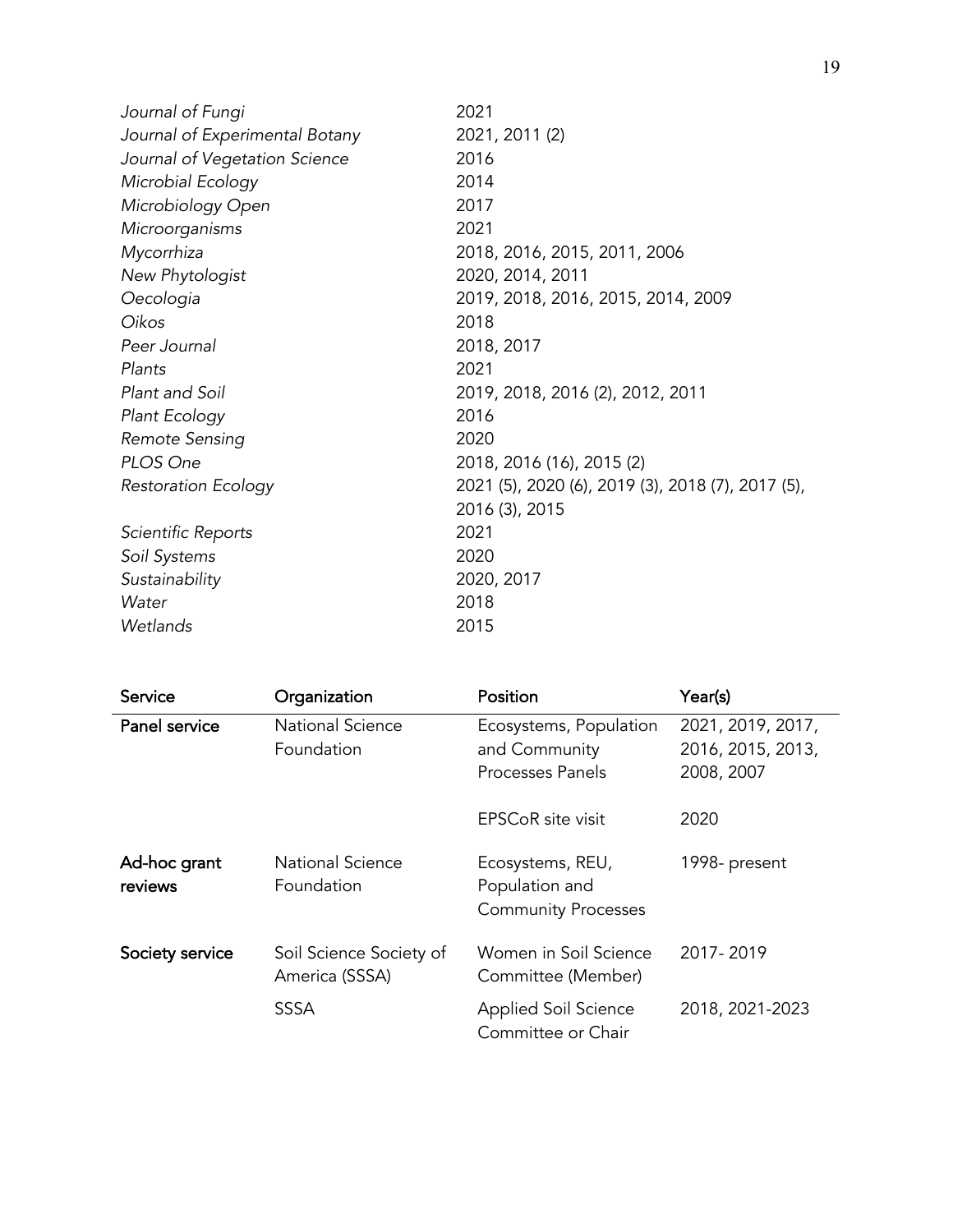| | |
|---|---|
| *Journal of Fungi* | 2021 |
| *Journal of Experimental Botany* | 2021, 2011 (2) |
| *Journal of Vegetation Science* | 2016 |
| *Microbial Ecology* | 2014 |
| *Microbiology Open* | 2017 |
| *Microorganisms* | 2021 |
| *Mycorrhiza* | 2018, 2016, 2015, 2011, 2006 |
| *New Phytologist* | 2020, 2014, 2011 |
| *Oecologia* | 2019, 2018, 2016, 2015, 2014, 2009 |
| *Oikos* | 2018 |
| *Peer Journal* | 2018, 2017 |
| *Plants* | 2021 |
| *Plant and Soil* | 2019, 2018, 2016 (2), 2012, 2011 |
| *Plant Ecology* | 2016 |
| *Remote Sensing* | 2020 |
| *PLOS One* | 2018, 2016 (16), 2015 (2) |
| *Restoration Ecology* | 2021 (5), 2020 (6), 2019 (3), 2018 (7), 2017 (5), 2016 (3), 2015 |
| *Scientific Reports* | 2021 |
| *Soil Systems* | 2020 |
| *Sustainability* | 2020, 2017 |
| *Water* | 2018 |
| *Wetlands* | 2015 |

| Service | Organization | Position | Year(s) |
|---|---|---|---|
| **Panel service** | National Science Foundation | Ecosystems, Population and Community Processes Panels | 2021, 2019, 2017, 2016, 2015, 2013, 2008, 2007 |
| | | EPSCoR site visit | 2020 |
| **Ad-hoc grant reviews** | National Science Foundation | Ecosystems, REU, Population and Community Processes | 1998- present |
| **Society service** | Soil Science Society of America (SSSA) | Women in Soil Science Committee (Member) | 2017- 2019 |
| | SSSA | Applied Soil Science Committee or Chair | 2018, 2021-2023 |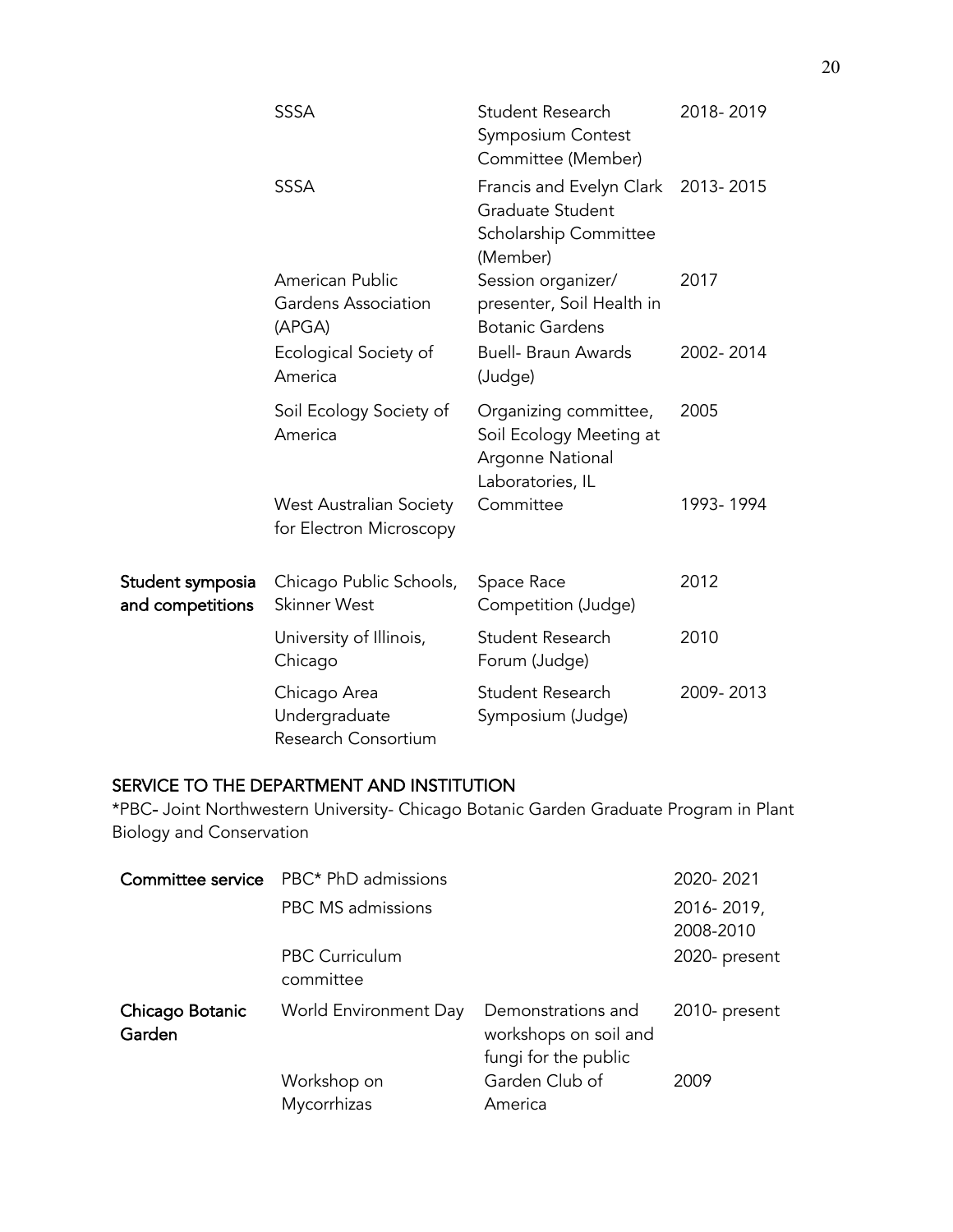| | | | |
|---|---|---|---|
| | SSSA | Student Research Symposium Contest Committee (Member) | 2018- 2019 |
| | SSSA | Francis and Evelyn Clark Graduate Student Scholarship Committee (Member) | 2013- 2015 |
| | American Public Gardens Association (APGA) | Session organizer/ presenter, Soil Health in Botanic Gardens | 2017 |
| | Ecological Society of America | Buell- Braun Awards (Judge) | 2002- 2014 |
| | Soil Ecology Society of America | Organizing committee, Soil Ecology Meeting at Argonne National Laboratories, IL | 2005 |
| | West Australian Society for Electron Microscopy | Committee | 1993- 1994 |
| **Student symposia and competitions** | Chicago Public Schools, Skinner West | Space Race Competition (Judge) | 2012 |
| | University of Illinois, Chicago | Student Research Forum (Judge) | 2010 |
| | Chicago Area Undergraduate Research Consortium | Student Research Symposium (Judge) | 2009- 2013 |

## SERVICE TO THE DEPARTMENT AND INSTITUTION

*PBC- Joint Northwestern University- Chicago Botanic Garden Graduate Program in Plant Biology and Conservation

| | | | |
|---|---|---|---|
| **Committee service** | PBC* PhD admissions | | 2020- 2021 |
| | PBC MS admissions | | 2016- 2019, 2008-2010 |
| | PBC Curriculum committee | | 2020- present |
| **Chicago Botanic Garden** | World Environment Day | Demonstrations and workshops on soil and fungi for the public | 2010- present |
| | Workshop on Mycorrhizas | Garden Club of America | 2009 |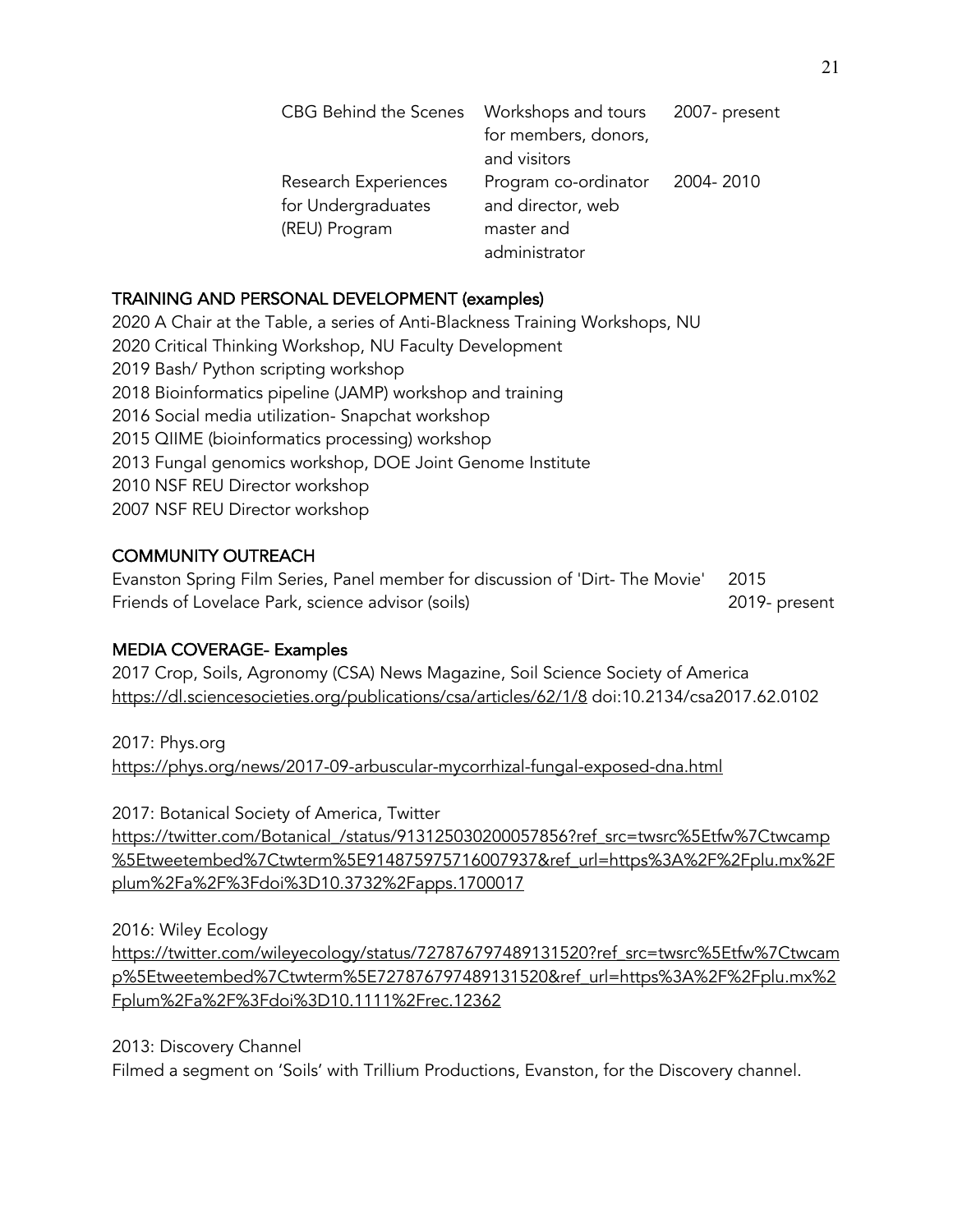| | | |
|---|---|---|
| CBG Behind the Scenes | Workshops and tours for members, donors, and visitors | 2007- present |
| Research Experiences for Undergraduates (REU) Program | Program co-ordinator and director, web master and administrator | 2004- 2010 |

## TRAINING AND PERSONAL DEVELOPMENT (examples)

2020 A Chair at the Table, a series of Anti-Blackness Training Workshops, NU
2020 Critical Thinking Workshop, NU Faculty Development
2019 Bash/ Python scripting workshop
2018 Bioinformatics pipeline (JAMP) workshop and training
2016 Social media utilization- Snapchat workshop
2015 QIIME (bioinformatics processing) workshop
2013 Fungal genomics workshop, DOE Joint Genome Institute
2010 NSF REU Director workshop
2007 NSF REU Director workshop

## COMMUNITY OUTREACH

| | |
|---|---|
| Evanston Spring Film Series, Panel member for discussion of 'Dirt- The Movie' | 2015 |
| Friends of Lovelace Park, science advisor (soils) | 2019- present |

## MEDIA COVERAGE- Examples

2017 Crop, Soils, Agronomy (CSA) News Magazine, Soil Science Society of America
https://dl.sciencesocieties.org/publications/csa/articles/62/1/8 doi:10.2134/csa2017.62.0102

2017: Phys.org
https://phys.org/news/2017-09-arbuscular-mycorrhizal-fungal-exposed-dna.html

2017: Botanical Society of America, Twitter
https://twitter.com/Botanical_/status/913125030200057856?ref_src=twsrc%5Etfw%7Ctwcamp%5Etweetembed%7Ctwterm%5E914875975716007937&ref_url=https%3A%2F%2Fplu.mx%2Fplum%2Fa%2F%3Fdoi%3D10.3732%2Fapps.1700017

2016: Wiley Ecology
https://twitter.com/wileyecology/status/727876797489131520?ref_src=twsrc%5Etfw%7Ctwcamp%5Etweetembed%7Ctwterm%5E727876797489131520&ref_url=https%3A%2F%2Fplu.mx%2Fplum%2Fa%2F%3Fdoi%3D10.1111%2Frec.12362

2013: Discovery Channel
Filmed a segment on 'Soils' with Trillium Productions, Evanston, for the Discovery channel.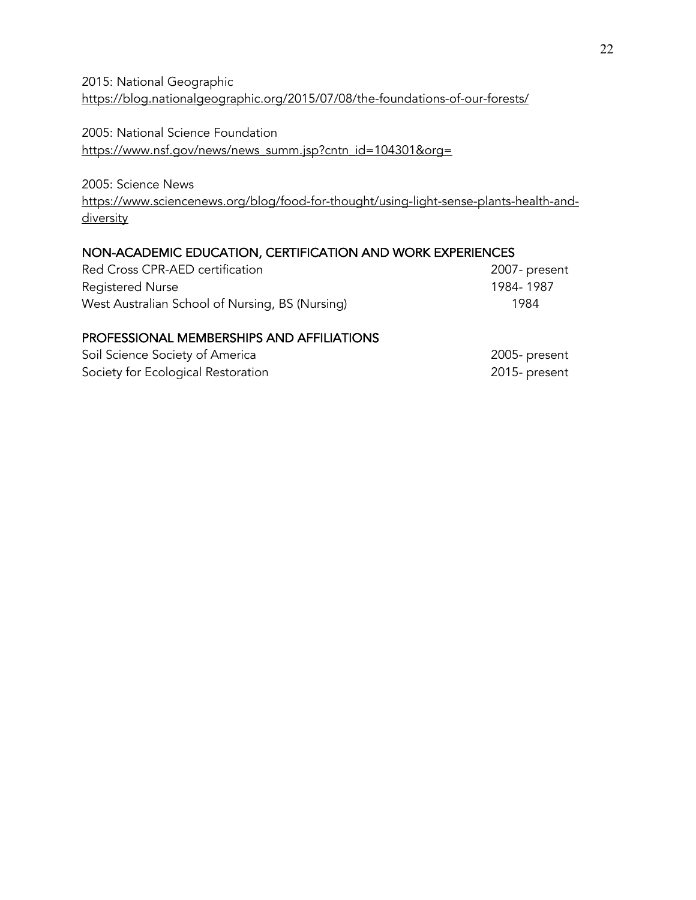2015: National Geographic
https://blog.nationalgeographic.org/2015/07/08/the-foundations-of-our-forests/

2005: National Science Foundation
https://www.nsf.gov/news/news_summ.jsp?cntn_id=104301&org=

2005: Science News
https://www.sciencenews.org/blog/food-for-thought/using-light-sense-plants-health-and-diversity

## NON-ACADEMIC EDUCATION, CERTIFICATION AND WORK EXPERIENCES

| | |
|---|---|
| Red Cross CPR-AED certification | 2007- present |
| Registered Nurse | 1984- 1987 |
| West Australian School of Nursing, BS (Nursing) | 1984 |

## PROFESSIONAL MEMBERSHIPS AND AFFILIATIONS

| | |
|---|---|
| Soil Science Society of America | 2005- present |
| Society for Ecological Restoration | 2015- present |